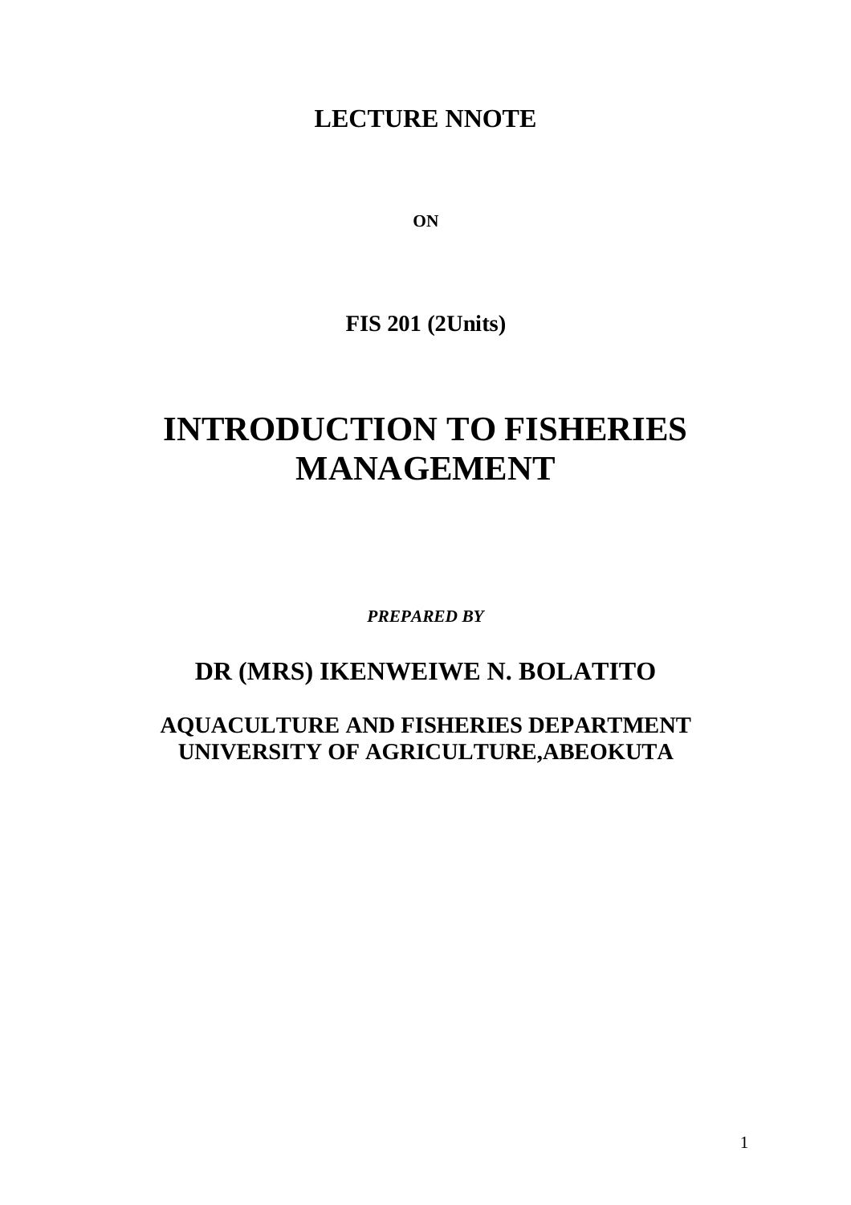**LECTURE NNOTE**

**ON**

**FIS 201 (2Units)**

# INTRODUCTION TO FISHERIES MANAGEMENT

***PREPARED BY***

## DR (MRS) IKENWEIWE N. BOLATITO

### AQUACULTURE AND FISHERIES DEPARTMENT UNIVERSITY OF AGRICULTURE,ABEOKUTA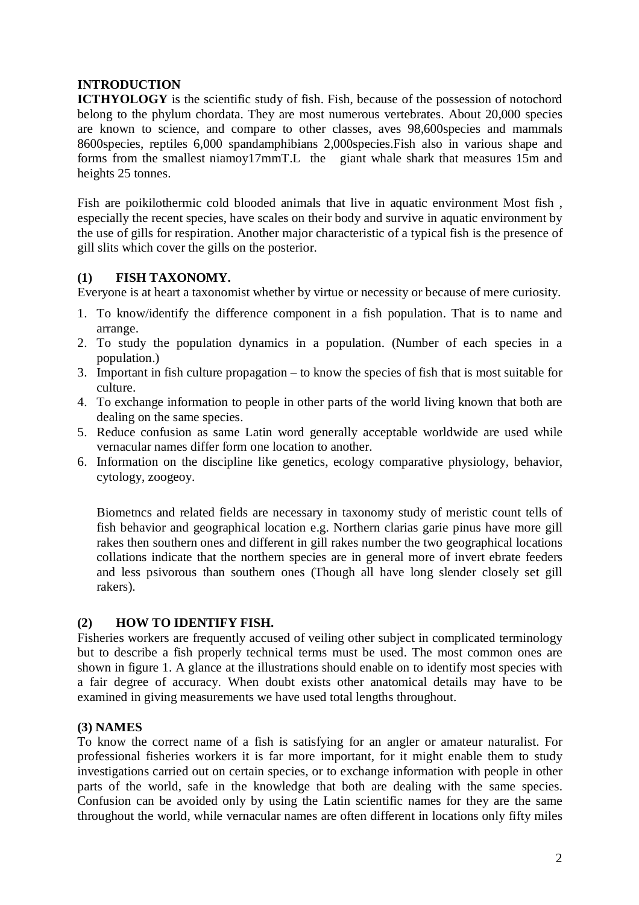**INTRODUCTION**

**ICTHYOLOGY** is the scientific study of fish. Fish, because of the possession of notochord belong to the phylum chordata. They are most numerous vertebrates. About 20,000 species are known to science, and compare to other classes, aves 98,600species and mammals 8600species, reptiles 6,000 spandamphibians 2,000species.Fish also in various shape and forms from the smallest niamoy17mmT.L the giant whale shark that measures 15m and heights 25 tonnes.

Fish are poikilothermic cold blooded animals that live in aquatic environment Most fish , especially the recent species, have scales on their body and survive in aquatic environment by the use of gills for respiration. Another major characteristic of a typical fish is the presence of gill slits which cover the gills on the posterior.

## (1) FISH TAXONOMY.

Everyone is at heart a taxonomist whether by virtue or necessity or because of mere curiosity.

1. To know/identify the difference component in a fish population. That is to name and arrange.
2. To study the population dynamics in a population. (Number of each species in a population.)
3. Important in fish culture propagation – to know the species of fish that is most suitable for culture.
4. To exchange information to people in other parts of the world living known that both are dealing on the same species.
5. Reduce confusion as same Latin word generally acceptable worldwide are used while vernacular names differ form one location to another.
6. Information on the discipline like genetics, ecology comparative physiology, behavior, cytology, zoogeoy.

Biometncs and related fields are necessary in taxonomy study of meristic count tells of fish behavior and geographical location e.g. Northern clarias garie pinus have more gill rakes then southern ones and different in gill rakes number the two geographical locations collations indicate that the northern species are in general more of invert ebrate feeders and less psivorous than southern ones (Though all have long slender closely set gill rakers).

## (2) HOW TO IDENTIFY FISH.

Fisheries workers are frequently accused of veiling other subject in complicated terminology but to describe a fish properly technical terms must be used. The most common ones are shown in figure 1. A glance at the illustrations should enable on to identify most species with a fair degree of accuracy. When doubt exists other anatomical details may have to be examined in giving measurements we have used total lengths throughout.

## (3) NAMES

To know the correct name of a fish is satisfying for an angler or amateur naturalist. For professional fisheries workers it is far more important, for it might enable them to study investigations carried out on certain species, or to exchange information with people in other parts of the world, safe in the knowledge that both are dealing with the same species. Confusion can be avoided only by using the Latin scientific names for they are the same throughout the world, while vernacular names are often different in locations only fifty miles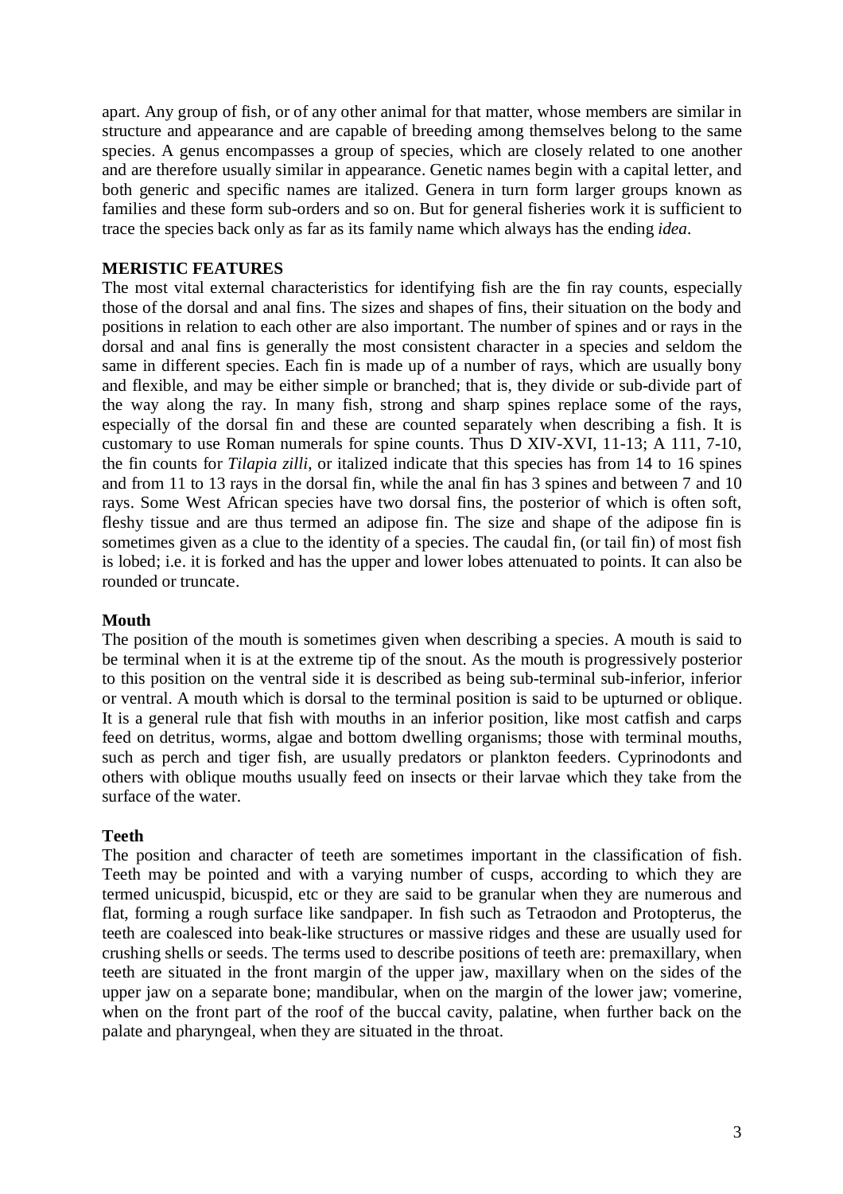apart. Any group of fish, or of any other animal for that matter, whose members are similar in structure and appearance and are capable of breeding among themselves belong to the same species. A genus encompasses a group of species, which are closely related to one another and are therefore usually similar in appearance. Genetic names begin with a capital letter, and both generic and specific names are italized. Genera in turn form larger groups known as families and these form sub-orders and so on. But for general fisheries work it is sufficient to trace the species back only as far as its family name which always has the ending *idea*.

**MERISTIC FEATURES**

The most vital external characteristics for identifying fish are the fin ray counts, especially those of the dorsal and anal fins. The sizes and shapes of fins, their situation on the body and positions in relation to each other are also important. The number of spines and or rays in the dorsal and anal fins is generally the most consistent character in a species and seldom the same in different species. Each fin is made up of a number of rays, which are usually bony and flexible, and may be either simple or branched; that is, they divide or sub-divide part of the way along the ray. In many fish, strong and sharp spines replace some of the rays, especially of the dorsal fin and these are counted separately when describing a fish. It is customary to use Roman numerals for spine counts. Thus D XIV-XVI, 11-13; A 111, 7-10, the fin counts for *Tilapia zilli*, or italized indicate that this species has from 14 to 16 spines and from 11 to 13 rays in the dorsal fin, while the anal fin has 3 spines and between 7 and 10 rays. Some West African species have two dorsal fins, the posterior of which is often soft, fleshy tissue and are thus termed an adipose fin. The size and shape of the adipose fin is sometimes given as a clue to the identity of a species. The caudal fin, (or tail fin) of most fish is lobed; i.e. it is forked and has the upper and lower lobes attenuated to points. It can also be rounded or truncate.

**Mouth**

The position of the mouth is sometimes given when describing a species. A mouth is said to be terminal when it is at the extreme tip of the snout. As the mouth is progressively posterior to this position on the ventral side it is described as being sub-terminal sub-inferior, inferior or ventral. A mouth which is dorsal to the terminal position is said to be upturned or oblique. It is a general rule that fish with mouths in an inferior position, like most catfish and carps feed on detritus, worms, algae and bottom dwelling organisms; those with terminal mouths, such as perch and tiger fish, are usually predators or plankton feeders. Cyprinodonts and others with oblique mouths usually feed on insects or their larvae which they take from the surface of the water.

**Teeth**

The position and character of teeth are sometimes important in the classification of fish. Teeth may be pointed and with a varying number of cusps, according to which they are termed unicuspid, bicuspid, etc or they are said to be granular when they are numerous and flat, forming a rough surface like sandpaper. In fish such as Tetraodon and Protopterus, the teeth are coalesced into beak-like structures or massive ridges and these are usually used for crushing shells or seeds. The terms used to describe positions of teeth are: premaxillary, when teeth are situated in the front margin of the upper jaw, maxillary when on the sides of the upper jaw on a separate bone; mandibular, when on the margin of the lower jaw; vomerine, when on the front part of the roof of the buccal cavity, palatine, when further back on the palate and pharyngeal, when they are situated in the throat.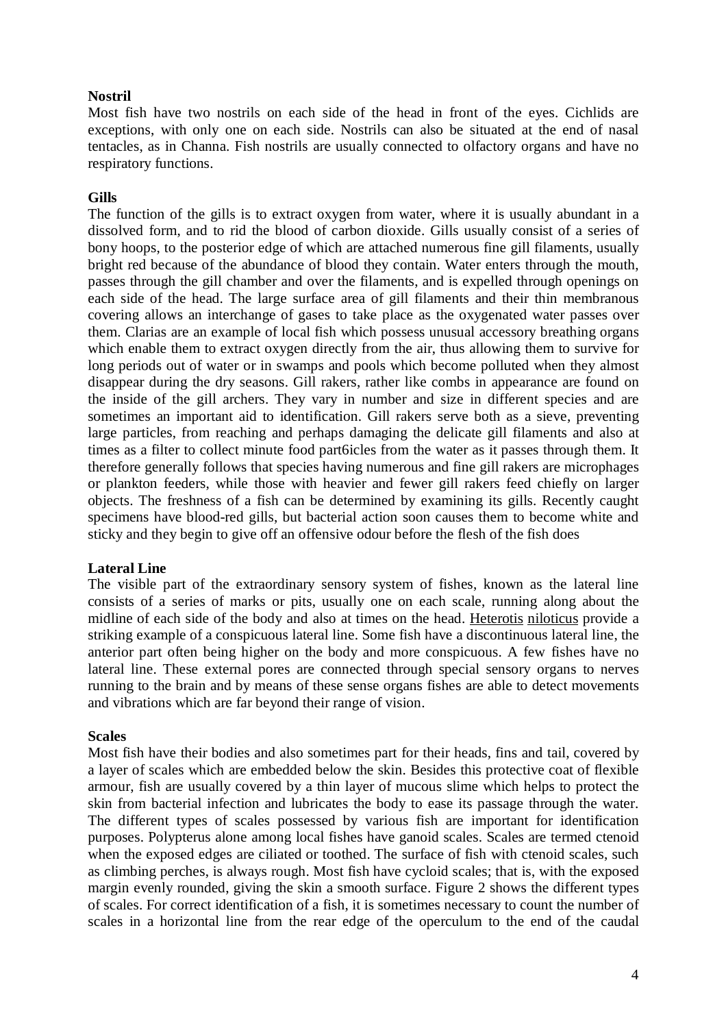**Nostril**

Most fish have two nostrils on each side of the head in front of the eyes. Cichlids are exceptions, with only one on each side. Nostrils can also be situated at the end of nasal tentacles, as in Channa. Fish nostrils are usually connected to olfactory organs and have no respiratory functions.

**Gills**

The function of the gills is to extract oxygen from water, where it is usually abundant in a dissolved form, and to rid the blood of carbon dioxide. Gills usually consist of a series of bony hoops, to the posterior edge of which are attached numerous fine gill filaments, usually bright red because of the abundance of blood they contain. Water enters through the mouth, passes through the gill chamber and over the filaments, and is expelled through openings on each side of the head. The large surface area of gill filaments and their thin membranous covering allows an interchange of gases to take place as the oxygenated water passes over them. Clarias are an example of local fish which possess unusual accessory breathing organs which enable them to extract oxygen directly from the air, thus allowing them to survive for long periods out of water or in swamps and pools which become polluted when they almost disappear during the dry seasons. Gill rakers, rather like combs in appearance are found on the inside of the gill archers. They vary in number and size in different species and are sometimes an important aid to identification. Gill rakers serve both as a sieve, preventing large particles, from reaching and perhaps damaging the delicate gill filaments and also at times as a filter to collect minute food part6icles from the water as it passes through them. It therefore generally follows that species having numerous and fine gill rakers are microphages or plankton feeders, while those with heavier and fewer gill rakers feed chiefly on larger objects. The freshness of a fish can be determined by examining its gills. Recently caught specimens have blood-red gills, but bacterial action soon causes them to become white and sticky and they begin to give off an offensive odour before the flesh of the fish does

**Lateral Line**

The visible part of the extraordinary sensory system of fishes, known as the lateral line consists of a series of marks or pits, usually one on each scale, running along about the midline of each side of the body and also at times on the head. Heterotis niloticus provide a striking example of a conspicuous lateral line. Some fish have a discontinuous lateral line, the anterior part often being higher on the body and more conspicuous. A few fishes have no lateral line. These external pores are connected through special sensory organs to nerves running to the brain and by means of these sense organs fishes are able to detect movements and vibrations which are far beyond their range of vision.

**Scales**

Most fish have their bodies and also sometimes part for their heads, fins and tail, covered by a layer of scales which are embedded below the skin. Besides this protective coat of flexible armour, fish are usually covered by a thin layer of mucous slime which helps to protect the skin from bacterial infection and lubricates the body to ease its passage through the water. The different types of scales possessed by various fish are important for identification purposes. Polypterus alone among local fishes have ganoid scales. Scales are termed ctenoid when the exposed edges are ciliated or toothed. The surface of fish with ctenoid scales, such as climbing perches, is always rough. Most fish have cycloid scales; that is, with the exposed margin evenly rounded, giving the skin a smooth surface. Figure 2 shows the different types of scales. For correct identification of a fish, it is sometimes necessary to count the number of scales in a horizontal line from the rear edge of the operculum to the end of the caudal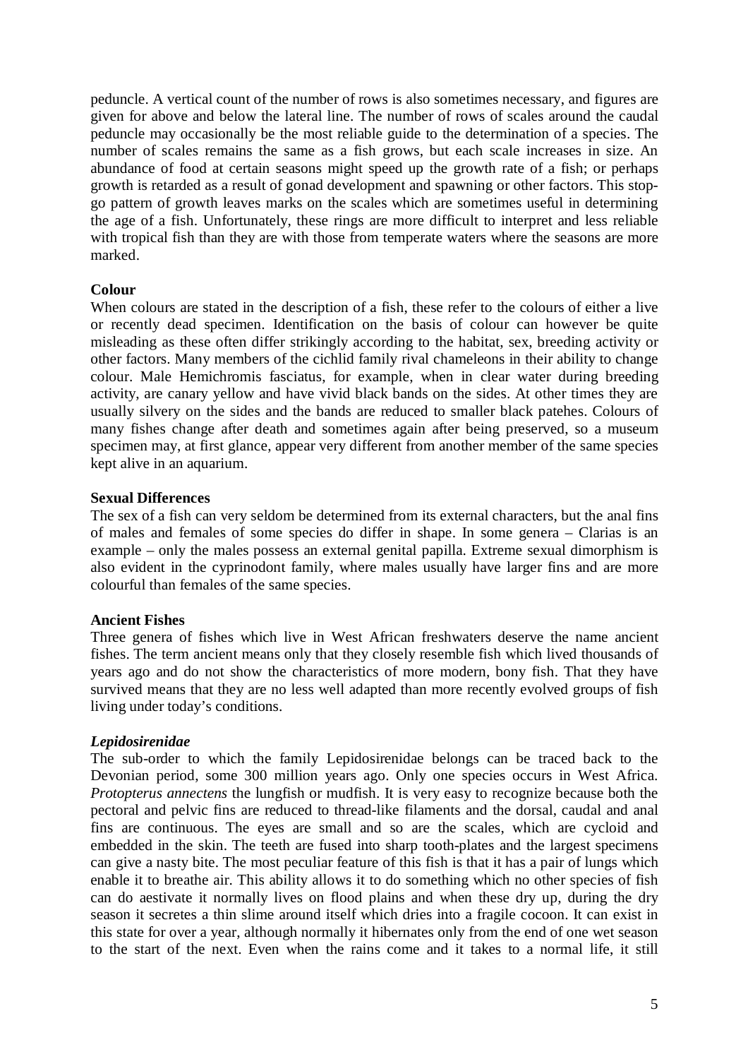peduncle. A vertical count of the number of rows is also sometimes necessary, and figures are given for above and below the lateral line. The number of rows of scales around the caudal peduncle may occasionally be the most reliable guide to the determination of a species. The number of scales remains the same as a fish grows, but each scale increases in size. An abundance of food at certain seasons might speed up the growth rate of a fish; or perhaps growth is retarded as a result of gonad development and spawning or other factors. This stop-go pattern of growth leaves marks on the scales which are sometimes useful in determining the age of a fish. Unfortunately, these rings are more difficult to interpret and less reliable with tropical fish than they are with those from temperate waters where the seasons are more marked.

**Colour**

When colours are stated in the description of a fish, these refer to the colours of either a live or recently dead specimen. Identification on the basis of colour can however be quite misleading as these often differ strikingly according to the habitat, sex, breeding activity or other factors. Many members of the cichlid family rival chameleons in their ability to change colour. Male Hemichromis fasciatus, for example, when in clear water during breeding activity, are canary yellow and have vivid black bands on the sides. At other times they are usually silvery on the sides and the bands are reduced to smaller black patehes. Colours of many fishes change after death and sometimes again after being preserved, so a museum specimen may, at first glance, appear very different from another member of the same species kept alive in an aquarium.

**Sexual Differences**

The sex of a fish can very seldom be determined from its external characters, but the anal fins of males and females of some species do differ in shape. In some genera – Clarias is an example – only the males possess an external genital papilla. Extreme sexual dimorphism is also evident in the cyprinodont family, where males usually have larger fins and are more colourful than females of the same species.

**Ancient Fishes**

Three genera of fishes which live in West African freshwaters deserve the name ancient fishes. The term ancient means only that they closely resemble fish which lived thousands of years ago and do not show the characteristics of more modern, bony fish. That they have survived means that they are no less well adapted than more recently evolved groups of fish living under today's conditions.

***Lepidosirenidae***

The sub-order to which the family Lepidosirenidae belongs can be traced back to the Devonian period, some 300 million years ago. Only one species occurs in West Africa. *Protopterus annectens* the lungfish or mudfish. It is very easy to recognize because both the pectoral and pelvic fins are reduced to thread-like filaments and the dorsal, caudal and anal fins are continuous. The eyes are small and so are the scales, which are cycloid and embedded in the skin. The teeth are fused into sharp tooth-plates and the largest specimens can give a nasty bite. The most peculiar feature of this fish is that it has a pair of lungs which enable it to breathe air. This ability allows it to do something which no other species of fish can do aestivate it normally lives on flood plains and when these dry up, during the dry season it secretes a thin slime around itself which dries into a fragile cocoon. It can exist in this state for over a year, although normally it hibernates only from the end of one wet season to the start of the next. Even when the rains come and it takes to a normal life, it still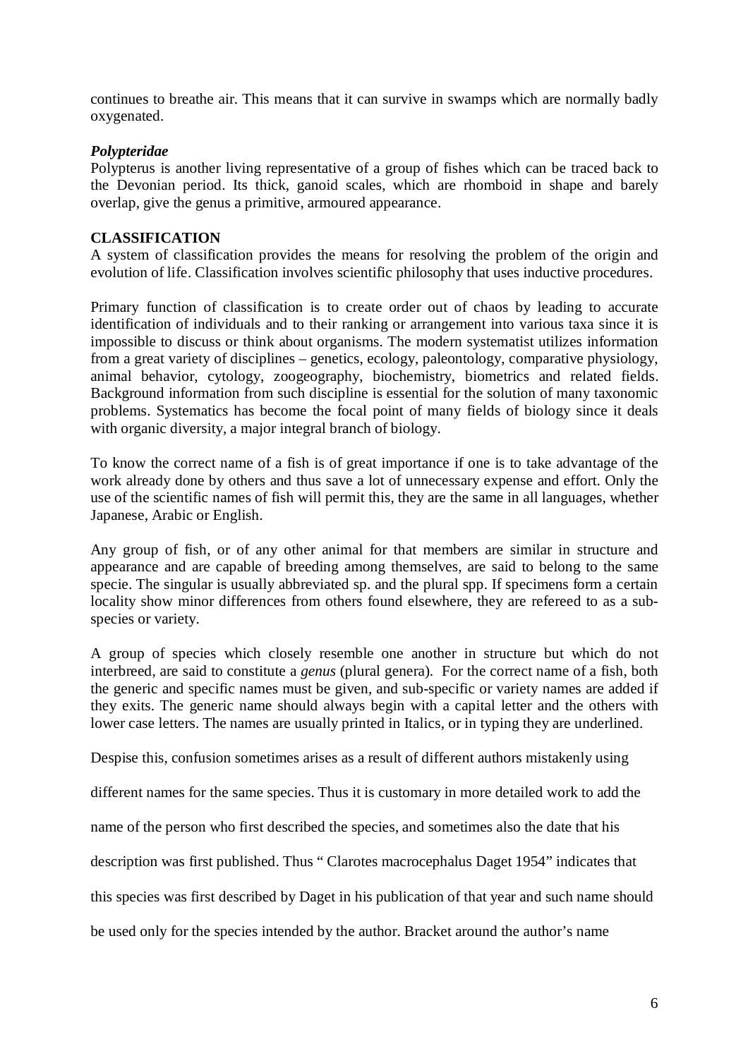continues to breathe air. This means that it can survive in swamps which are normally badly oxygenated.

***Polypteridae***

Polypterus is another living representative of a group of fishes which can be traced back to the Devonian period. Its thick, ganoid scales, which are rhomboid in shape and barely overlap, give the genus a primitive, armoured appearance.

**CLASSIFICATION**

A system of classification provides the means for resolving the problem of the origin and evolution of life. Classification involves scientific philosophy that uses inductive procedures.

Primary function of classification is to create order out of chaos by leading to accurate identification of individuals and to their ranking or arrangement into various taxa since it is impossible to discuss or think about organisms. The modern systematist utilizes information from a great variety of disciplines – genetics, ecology, paleontology, comparative physiology, animal behavior, cytology, zoogeography, biochemistry, biometrics and related fields. Background information from such discipline is essential for the solution of many taxonomic problems. Systematics has become the focal point of many fields of biology since it deals with organic diversity, a major integral branch of biology.

To know the correct name of a fish is of great importance if one is to take advantage of the work already done by others and thus save a lot of unnecessary expense and effort. Only the use of the scientific names of fish will permit this, they are the same in all languages, whether Japanese, Arabic or English.

Any group of fish, or of any other animal for that members are similar in structure and appearance and are capable of breeding among themselves, are said to belong to the same specie. The singular is usually abbreviated sp. and the plural spp. If specimens form a certain locality show minor differences from others found elsewhere, they are refereed to as a sub-species or variety.

A group of species which closely resemble one another in structure but which do not interbreed, are said to constitute a *genus* (plural genera). For the correct name of a fish, both the generic and specific names must be given, and sub-specific or variety names are added if they exits. The generic name should always begin with a capital letter and the others with lower case letters. The names are usually printed in Italics, or in typing they are underlined.

Despise this, confusion sometimes arises as a result of different authors mistakenly using different names for the same species. Thus it is customary in more detailed work to add the name of the person who first described the species, and sometimes also the date that his description was first published. Thus " Clarotes macrocephalus Daget 1954" indicates that this species was first described by Daget in his publication of that year and such name should be used only for the species intended by the author. Bracket around the author's name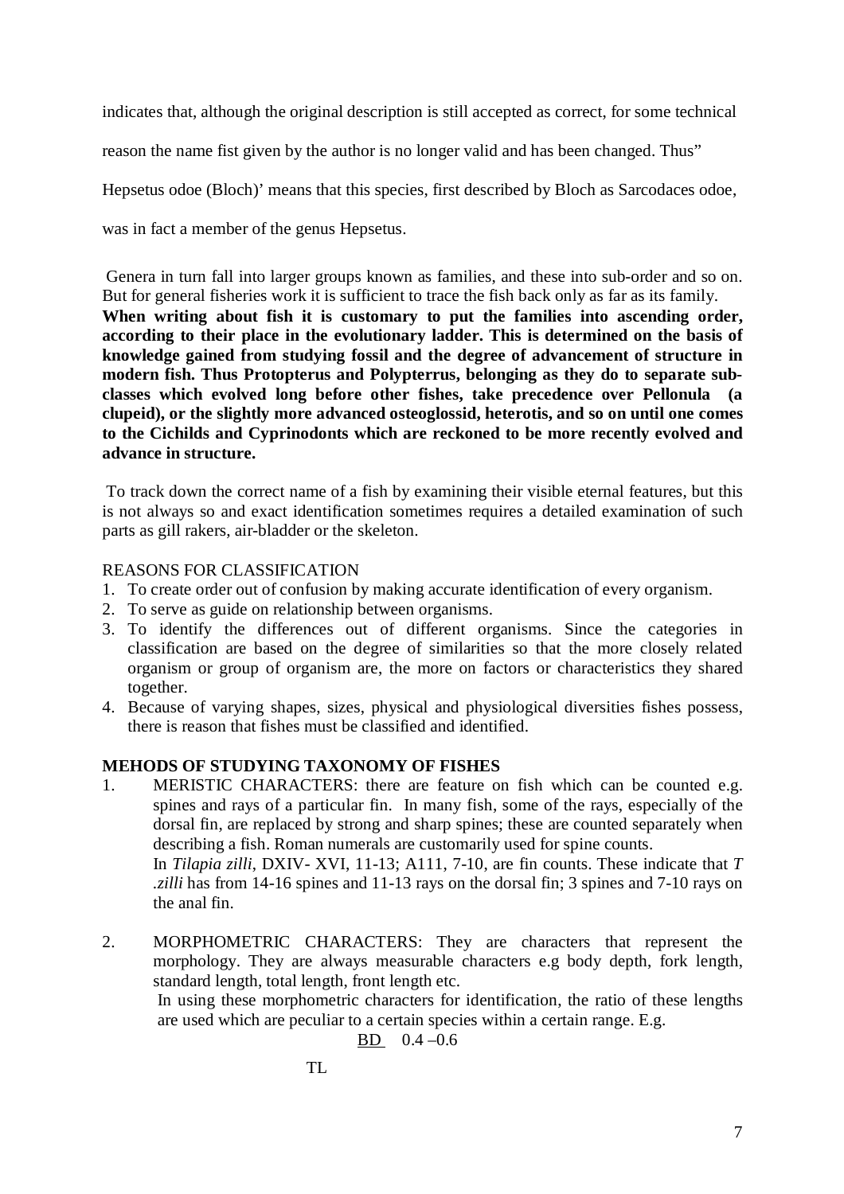indicates that, although the original description is still accepted as correct, for some technical reason the name fist given by the author is no longer valid and has been changed. Thus" Hepsetus odoe (Bloch)' means that this species, first described by Bloch as Sarcodaces odoe, was in fact a member of the genus Hepsetus.

Genera in turn fall into larger groups known as families, and these into sub-order and so on. But for general fisheries work it is sufficient to trace the fish back only as far as its family. **When writing about fish it is customary to put the families into ascending order, according to their place in the evolutionary ladder. This is determined on the basis of knowledge gained from studying fossil and the degree of advancement of structure in modern fish. Thus Protopterus and Polypterrus, belonging as they do to separate sub-classes which evolved long before other fishes, take precedence over Pellonula (a clupeid), or the slightly more advanced osteoglossid, heterotis, and so on until one comes to the Cichilds and Cyprinodonts which are reckoned to be more recently evolved and advance in structure.**

To track down the correct name of a fish by examining their visible eternal features, but this is not always so and exact identification sometimes requires a detailed examination of such parts as gill rakers, air-bladder or the skeleton.

REASONS FOR CLASSIFICATION

1. To create order out of confusion by making accurate identification of every organism.
2. To serve as guide on relationship between organisms.
3. To identify the differences out of different organisms. Since the categories in classification are based on the degree of similarities so that the more closely related organism or group of organism are, the more on factors or characteristics they shared together.
4. Because of varying shapes, sizes, physical and physiological diversities fishes possess, there is reason that fishes must be classified and identified.

**MEHODS OF STUDYING TAXONOMY OF FISHES**

1. MERISTIC CHARACTERS: there are feature on fish which can be counted e.g. spines and rays of a particular fin. In many fish, some of the rays, especially of the dorsal fin, are replaced by strong and sharp spines; these are counted separately when describing a fish. Roman numerals are customarily used for spine counts.
   In *Tilapia zilli*, DXIV- XVI, 11-13; A111, 7-10, are fin counts. These indicate that *T .zilli* has from 14-16 spines and 11-13 rays on the dorsal fin; 3 spines and 7-10 rays on the anal fin.

2. MORPHOMETRIC CHARACTERS: They are characters that represent the morphology. They are always measurable characters e.g body depth, fork length, standard length, total length, front length etc.
   In using these morphometric characters for identification, the ratio of these lengths are used which are peculiar to a certain species within a certain range. E.g.

$$\frac{BD}{TL} \quad 0.4 - 0.6$$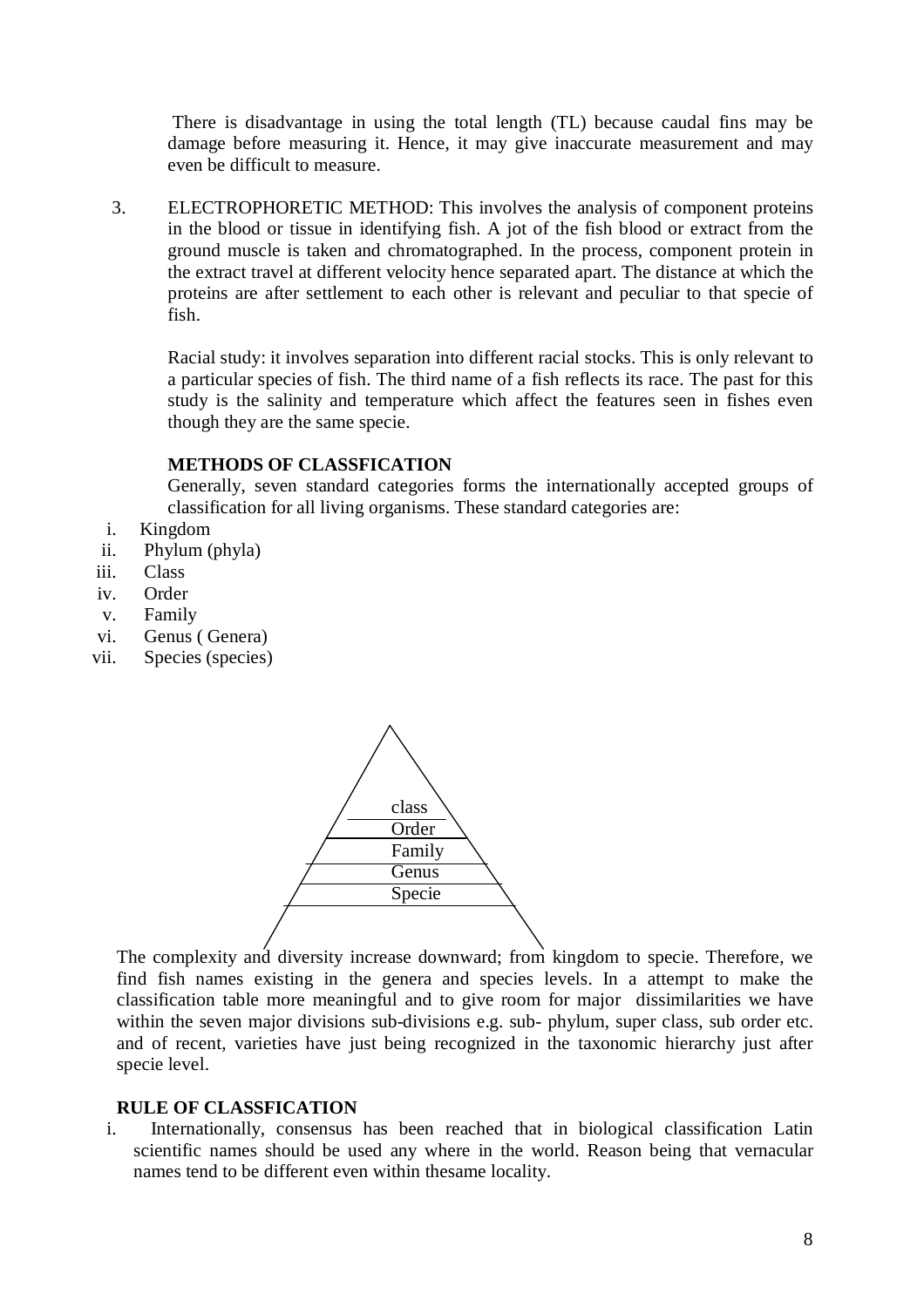There is disadvantage in using the total length (TL) because caudal fins may be damage before measuring it. Hence, it may give inaccurate measurement and may even be difficult to measure.

3. ELECTROPHORETIC METHOD: This involves the analysis of component proteins in the blood or tissue in identifying fish. A jot of the fish blood or extract from the ground muscle is taken and chromatographed. In the process, component protein in the extract travel at different velocity hence separated apart. The distance at which the proteins are after settlement to each other is relevant and peculiar to that specie of fish.

   Racial study: it involves separation into different racial stocks. This is only relevant to a particular species of fish. The third name of a fish reflects its race. The past for this study is the salinity and temperature which affect the features seen in fishes even though they are the same specie.

**METHODS OF CLASSFICATION**

Generally, seven standard categories forms the internationally accepted groups of classification for all living organisms. These standard categories are:

i. Kingdom
ii. Phylum (phyla)
iii. Class
iv. Order
v. Family
vi. Genus ( Genera)
vii. Species (species)

class
Order
Family
Genus
Specie

The complexity and diversity increase downward; from kingdom to specie. Therefore, we find fish names existing in the genera and species levels. In a attempt to make the classification table more meaningful and to give room for major dissimilarities we have within the seven major divisions sub-divisions e.g. sub- phylum, super class, sub order etc. and of recent, varieties have just being recognized in the taxonomic hierarchy just after specie level.

**RULE OF CLASSFICATION**

i. Internationally, consensus has been reached that in biological classification Latin scientific names should be used any where in the world. Reason being that vernacular names tend to be different even within thesame locality.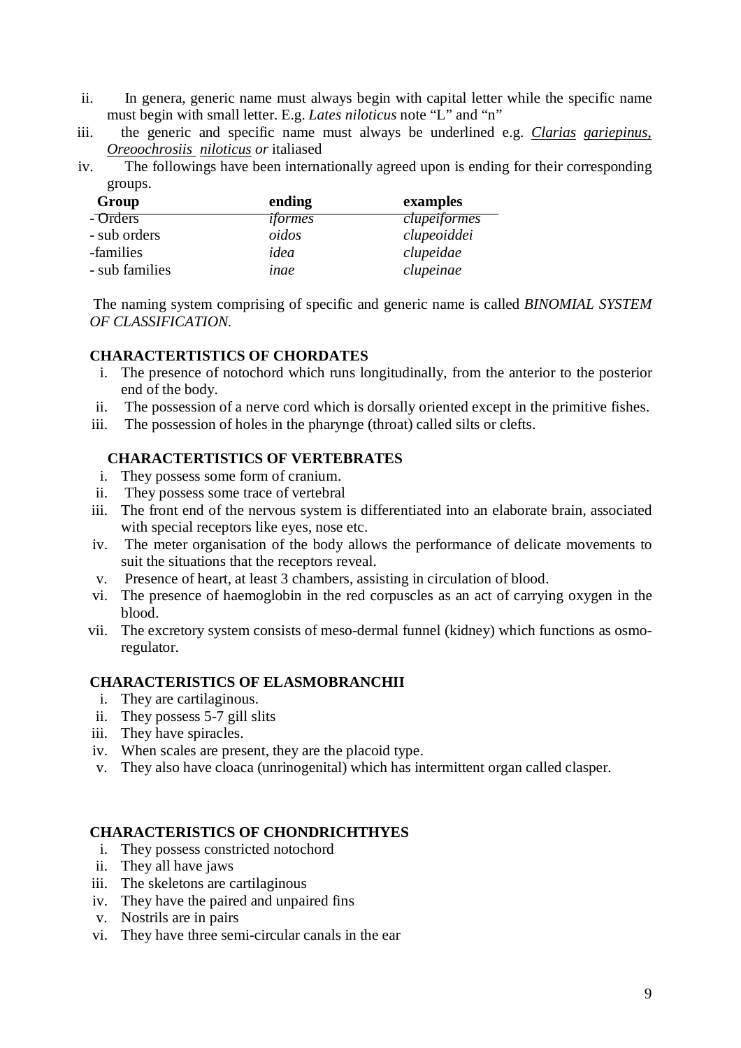ii. In genera, generic name must always begin with capital letter while the specific name must begin with small letter. E.g. *Lates niloticus* note "L" and "n"

iii. the generic and specific name must always be underlined e.g. <u>Clarias</u> <u>gariepinus,</u> <u>Oreoochrosiis</u> <u>niloticus</u> *or* italiased

iv. The followings have been internationally agreed upon is ending for their corresponding groups.

| Group | ending | examples |
|---|---|---|
| - Orders | *iformes* | *clupeiformes* |
| - sub orders | *oidos* | *clupeoiddei* |
| -families | *idea* | *clupeidae* |
| - sub families | *inae* | *clupeinae* |

The naming system comprising of specific and generic name is called *BINOMIAL SYSTEM OF CLASSIFICATION.*

**CHARACTERTISTICS OF CHORDATES**

i. The presence of notochord which runs longitudinally, from the anterior to the posterior end of the body.
ii. The possession of a nerve cord which is dorsally oriented except in the primitive fishes.
iii. The possession of holes in the pharynge (throat) called silts or clefts.

**CHARACTERTISTICS OF VERTEBRATES**

i. They possess some form of cranium.
ii. They possess some trace of vertebral
iii. The front end of the nervous system is differentiated into an elaborate brain, associated with special receptors like eyes, nose etc.
iv. The meter organisation of the body allows the performance of delicate movements to suit the situations that the receptors reveal.
v. Presence of heart, at least 3 chambers, assisting in circulation of blood.
vi. The presence of haemoglobin in the red corpuscles as an act of carrying oxygen in the blood.
vii. The excretory system consists of meso-dermal funnel (kidney) which functions as osmo-regulator.

**CHARACTERISTICS OF ELASMOBRANCHII**

i. They are cartilaginous.
ii. They possess 5-7 gill slits
iii. They have spiracles.
iv. When scales are present, they are the placoid type.
v. They also have cloaca (unrinogenital) which has intermittent organ called clasper.

**CHARACTERISTICS OF CHONDRICHTHYES**

i. They possess constricted notochord
ii. They all have jaws
iii. The skeletons are cartilaginous
iv. They have the paired and unpaired fins
v. Nostrils are in pairs
vi. They have three semi-circular canals in the ear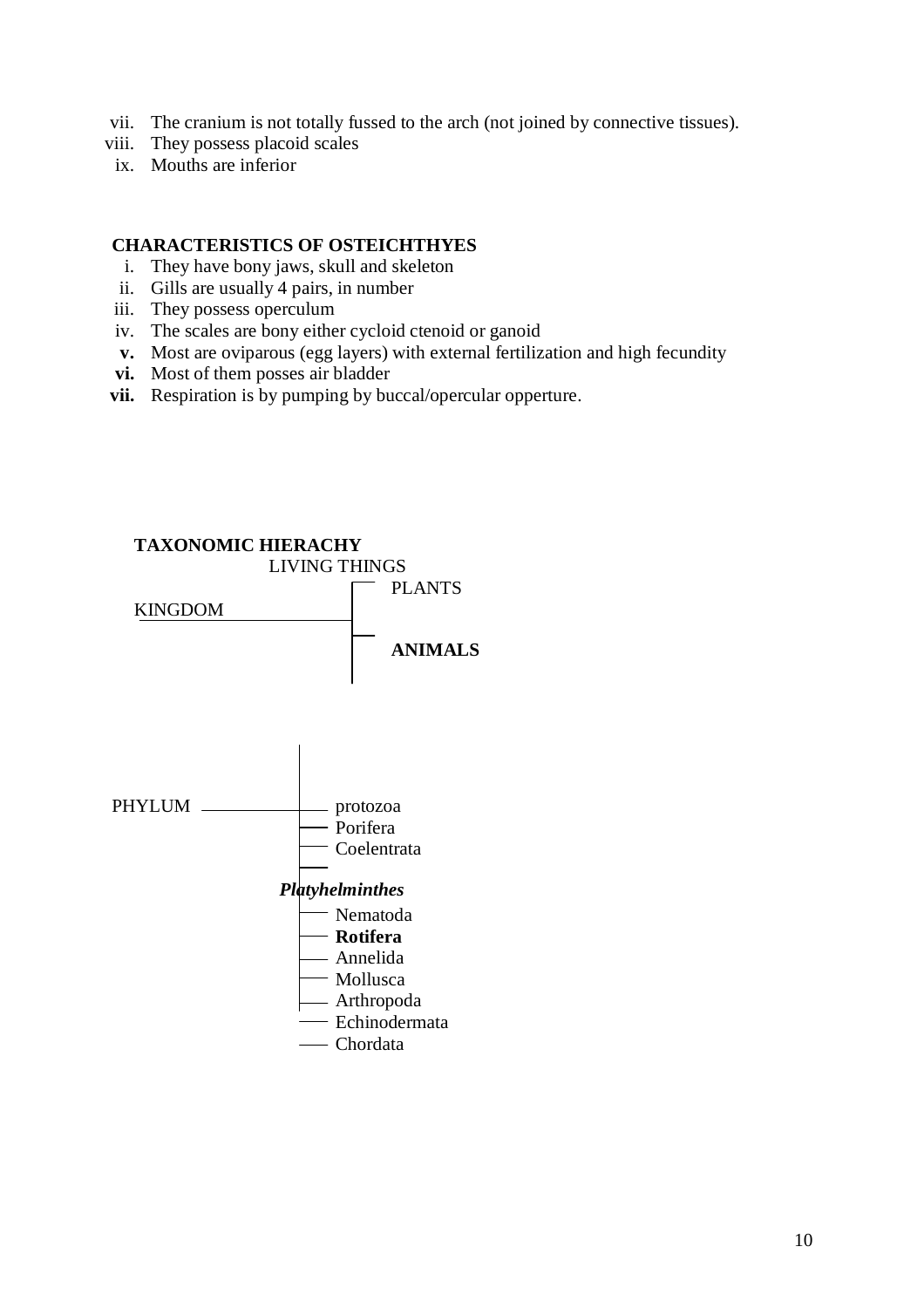vii. The cranium is not totally fussed to the arch (not joined by connective tissues).
viii. They possess placoid scales
ix. Mouths are inferior

**CHARACTERISTICS OF OSTEICHTHYES**

i. They have bony jaws, skull and skeleton
ii. Gills are usually 4 pairs, in number
iii. They possess operculum
iv. The scales are bony either cycloid ctenoid or ganoid
**v.** Most are oviparous (egg layers) with external fertilization and high fecundity
**vi.** Most of them posses air bladder
**vii.** Respiration is by pumping by buccal/opercular opperture.

**TAXONOMIC HIERACHY**

LIVING THINGS

KINGDOM
- PLANTS
- **ANIMALS**

PHYLUM
- protozoa
- Porifera
- Coelentrata
- ***Platyhelminthes***
- Nematoda
- **Rotifera**
- Annelida
- Mollusca
- Arthropoda
- Echinodermata
- Chordata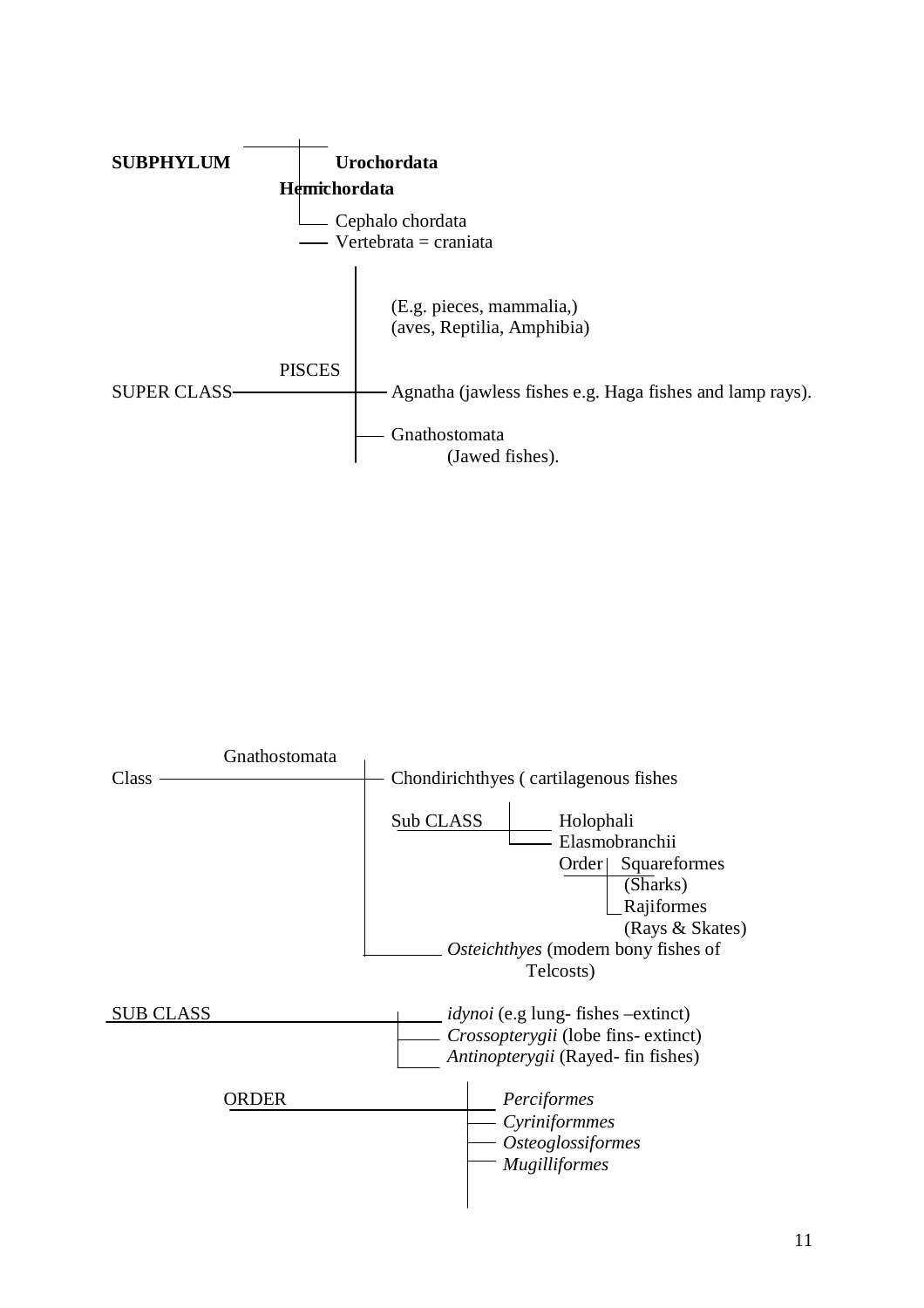**SUBPHYLUM**

- **Urochordata**
- **Hemichordata**
- Cephalo chordata
- Vertebrata = craniata

(E.g. pieces, mammalia,)
(aves, Reptilia, Amphibia)

SUPER CLASS — PISCES

- Agnatha (jawless fishes e.g. Haga fishes and lamp rays).
- Gnathostomata (Jawed fishes).

Class — Gnathostomata

- Chondirichthyes ( cartilagenous fishes
  - Sub CLASS
    - Holophali
    - Elasmobranchii
      - Order
        - Squareformes (Sharks)
        - Rajiformes (Rays & Skates)
- *Osteichthyes* (modern bony fishes of Telcosts)

SUB CLASS

- *idynoi* (e.g lung- fishes –extinct)
- *Crossopterygii* (lobe fins- extinct)
- *Antinopterygii* (Rayed- fin fishes)

ORDER

- *Perciformes*
- *Cyriniformmes*
- *Osteoglossiformes*
- *Mugilliformes*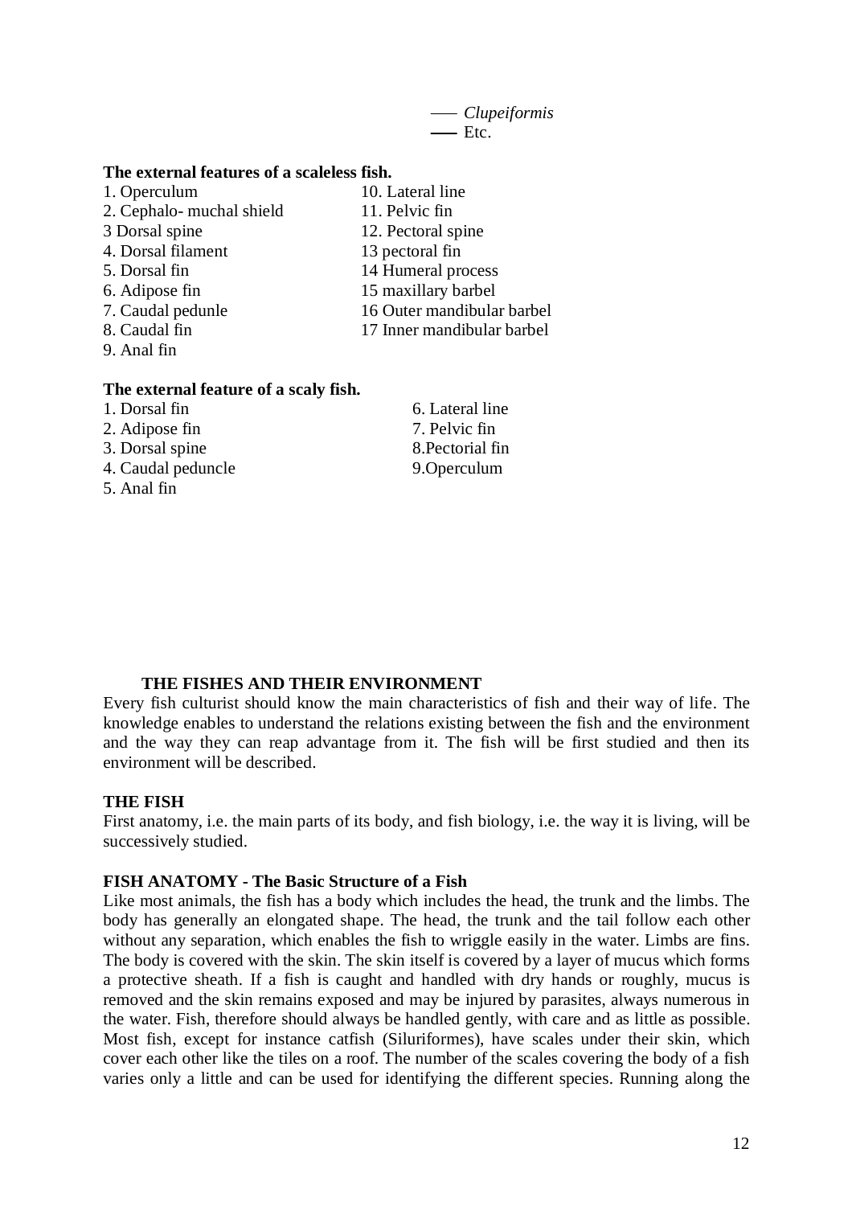—— *Clupeiformis*
—— Etc.

**The external features of a scaleless fish.**

1. Operculum
2. Cephalo- muchal shield
3 Dorsal spine
4. Dorsal filament
5. Dorsal fin
6. Adipose fin
7. Caudal pedunle
8. Caudal fin
9. Anal fin
10. Lateral line
11. Pelvic fin
12. Pectoral spine
13 pectoral fin
14 Humeral process
15 maxillary barbel
16 Outer mandibular barbel
17 Inner mandibular barbel

**The external feature of a scaly fish.**

1. Dorsal fin
2. Adipose fin
3. Dorsal spine
4. Caudal peduncle
5. Anal fin
6. Lateral line
7. Pelvic fin
8.Pectorial fin
9.Operculum

## THE FISHES AND THEIR ENVIRONMENT

Every fish culturist should know the main characteristics of fish and their way of life. The knowledge enables to understand the relations existing between the fish and the environment and the way they can reap advantage from it. The fish will be first studied and then its environment will be described.

### THE FISH

First anatomy, i.e. the main parts of its body, and fish biology, i.e. the way it is living, will be successively studied.

### FISH ANATOMY - The Basic Structure of a Fish

Like most animals, the fish has a body which includes the head, the trunk and the limbs. The body has generally an elongated shape. The head, the trunk and the tail follow each other without any separation, which enables the fish to wriggle easily in the water. Limbs are fins. The body is covered with the skin. The skin itself is covered by a layer of mucus which forms a protective sheath. If a fish is caught and handled with dry hands or roughly, mucus is removed and the skin remains exposed and may be injured by parasites, always numerous in the water. Fish, therefore should always be handled gently, with care and as little as possible. Most fish, except for instance catfish (Siluriformes), have scales under their skin, which cover each other like the tiles on a roof. The number of the scales covering the body of a fish varies only a little and can be used for identifying the different species. Running along the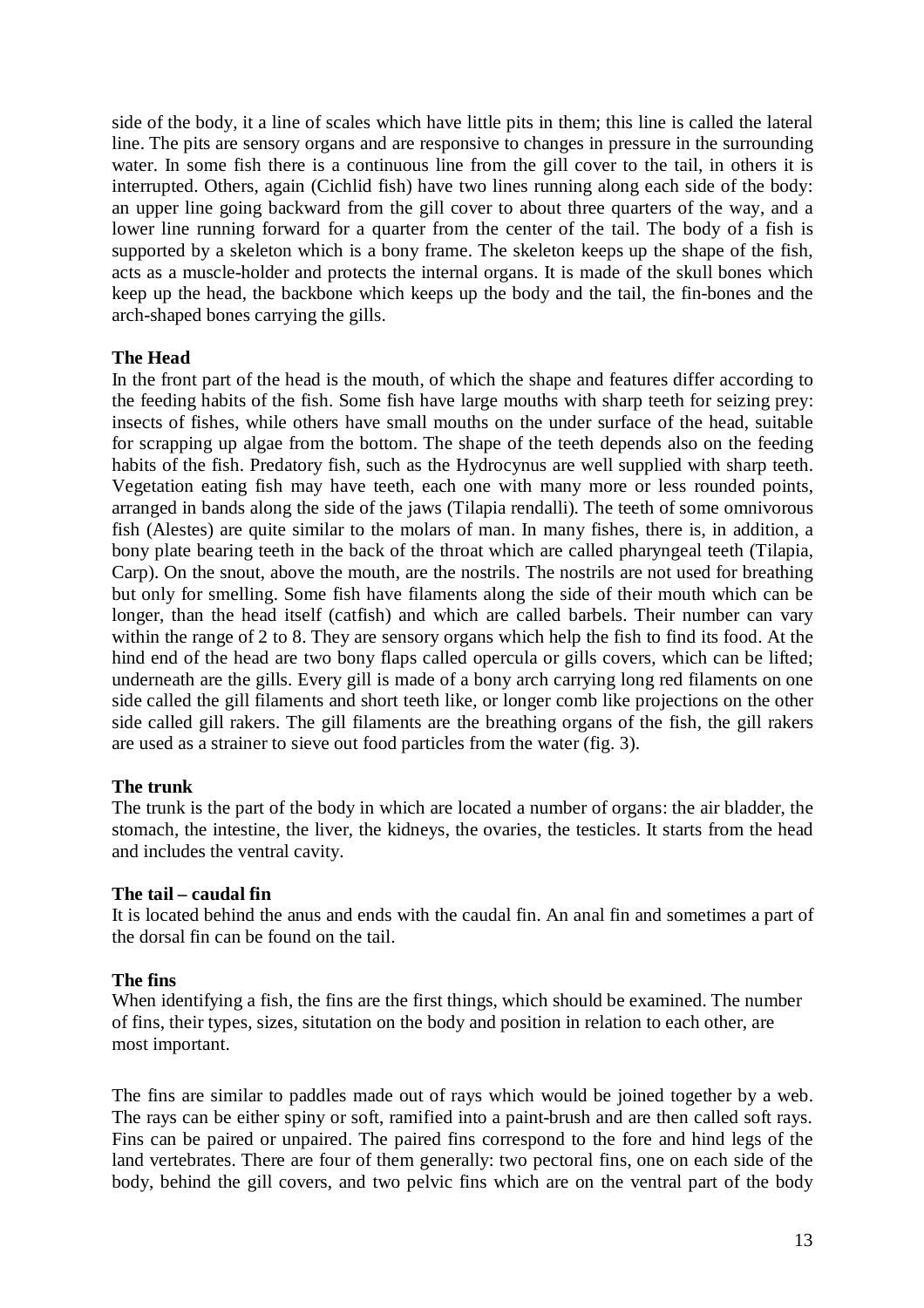side of the body, it a line of scales which have little pits in them; this line is called the lateral line. The pits are sensory organs and are responsive to changes in pressure in the surrounding water. In some fish there is a continuous line from the gill cover to the tail, in others it is interrupted. Others, again (Cichlid fish) have two lines running along each side of the body: an upper line going backward from the gill cover to about three quarters of the way, and a lower line running forward for a quarter from the center of the tail. The body of a fish is supported by a skeleton which is a bony frame. The skeleton keeps up the shape of the fish, acts as a muscle-holder and protects the internal organs. It is made of the skull bones which keep up the head, the backbone which keeps up the body and the tail, the fin-bones and the arch-shaped bones carrying the gills.

**The Head**

In the front part of the head is the mouth, of which the shape and features differ according to the feeding habits of the fish. Some fish have large mouths with sharp teeth for seizing prey: insects of fishes, while others have small mouths on the under surface of the head, suitable for scrapping up algae from the bottom. The shape of the teeth depends also on the feeding habits of the fish. Predatory fish, such as the Hydrocynus are well supplied with sharp teeth. Vegetation eating fish may have teeth, each one with many more or less rounded points, arranged in bands along the side of the jaws (Tilapia rendalli). The teeth of some omnivorous fish (Alestes) are quite similar to the molars of man. In many fishes, there is, in addition, a bony plate bearing teeth in the back of the throat which are called pharyngeal teeth (Tilapia, Carp). On the snout, above the mouth, are the nostrils. The nostrils are not used for breathing but only for smelling. Some fish have filaments along the side of their mouth which can be longer, than the head itself (catfish) and which are called barbels. Their number can vary within the range of 2 to 8. They are sensory organs which help the fish to find its food. At the hind end of the head are two bony flaps called opercula or gills covers, which can be lifted; underneath are the gills. Every gill is made of a bony arch carrying long red filaments on one side called the gill filaments and short teeth like, or longer comb like projections on the other side called gill rakers. The gill filaments are the breathing organs of the fish, the gill rakers are used as a strainer to sieve out food particles from the water (fig. 3).

**The trunk**

The trunk is the part of the body in which are located a number of organs: the air bladder, the stomach, the intestine, the liver, the kidneys, the ovaries, the testicles. It starts from the head and includes the ventral cavity.

**The tail – caudal fin**

It is located behind the anus and ends with the caudal fin. An anal fin and sometimes a part of the dorsal fin can be found on the tail.

**The fins**

When identifying a fish, the fins are the first things, which should be examined. The number of fins, their types, sizes, situtation on the body and position in relation to each other, are most important.

The fins are similar to paddles made out of rays which would be joined together by a web. The rays can be either spiny or soft, ramified into a paint-brush and are then called soft rays. Fins can be paired or unpaired. The paired fins correspond to the fore and hind legs of the land vertebrates. There are four of them generally: two pectoral fins, one on each side of the body, behind the gill covers, and two pelvic fins which are on the ventral part of the body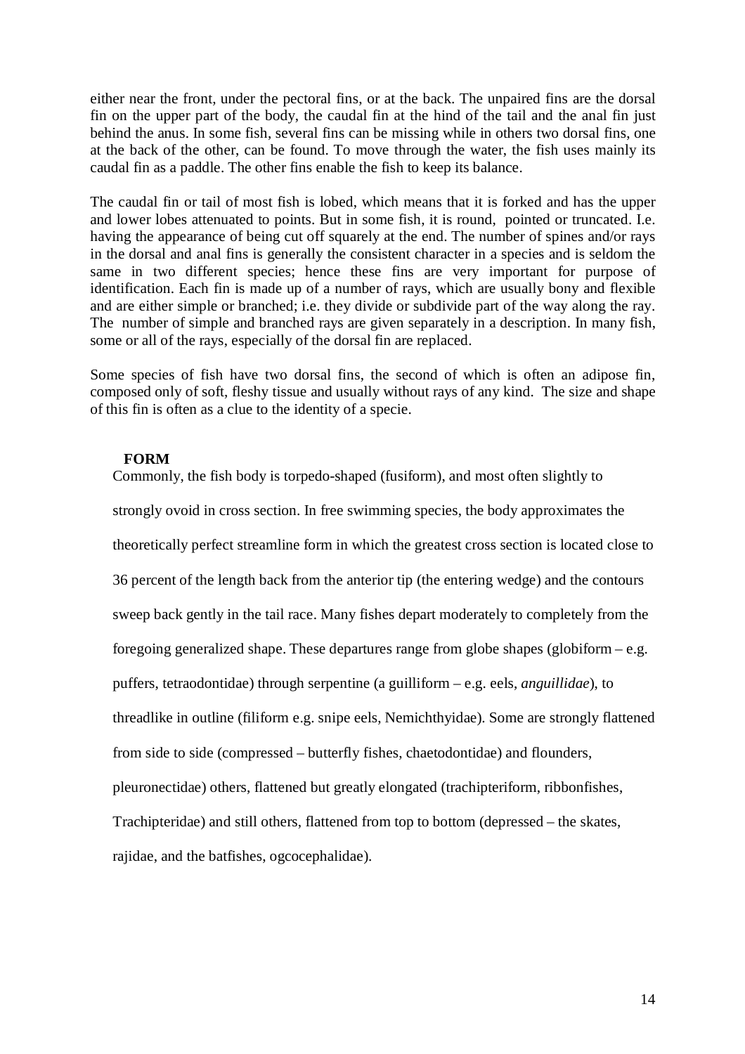either near the front, under the pectoral fins, or at the back. The unpaired fins are the dorsal fin on the upper part of the body, the caudal fin at the hind of the tail and the anal fin just behind the anus. In some fish, several fins can be missing while in others two dorsal fins, one at the back of the other, can be found. To move through the water, the fish uses mainly its caudal fin as a paddle. The other fins enable the fish to keep its balance.

The caudal fin or tail of most fish is lobed, which means that it is forked and has the upper and lower lobes attenuated to points. But in some fish, it is round, pointed or truncated. I.e. having the appearance of being cut off squarely at the end. The number of spines and/or rays in the dorsal and anal fins is generally the consistent character in a species and is seldom the same in two different species; hence these fins are very important for purpose of identification. Each fin is made up of a number of rays, which are usually bony and flexible and are either simple or branched; i.e. they divide or subdivide part of the way along the ray. The number of simple and branched rays are given separately in a description. In many fish, some or all of the rays, especially of the dorsal fin are replaced.

Some species of fish have two dorsal fins, the second of which is often an adipose fin, composed only of soft, fleshy tissue and usually without rays of any kind. The size and shape of this fin is often as a clue to the identity of a specie.

**FORM**

Commonly, the fish body is torpedo-shaped (fusiform), and most often slightly to strongly ovoid in cross section. In free swimming species, the body approximates the theoretically perfect streamline form in which the greatest cross section is located close to 36 percent of the length back from the anterior tip (the entering wedge) and the contours sweep back gently in the tail race. Many fishes depart moderately to completely from the foregoing generalized shape. These departures range from globe shapes (globiform – e.g. puffers, tetraodontidae) through serpentine (a guilliform – e.g. eels, *anguillidae*), to threadlike in outline (filiform e.g. snipe eels, Nemichthyidae). Some are strongly flattened from side to side (compressed – butterfly fishes, chaetodontidae) and flounders, pleuronectidae) others, flattened but greatly elongated (trachipteriform, ribbonfishes, Trachipteridae) and still others, flattened from top to bottom (depressed – the skates, rajidae, and the batfishes, ogcocephalidae).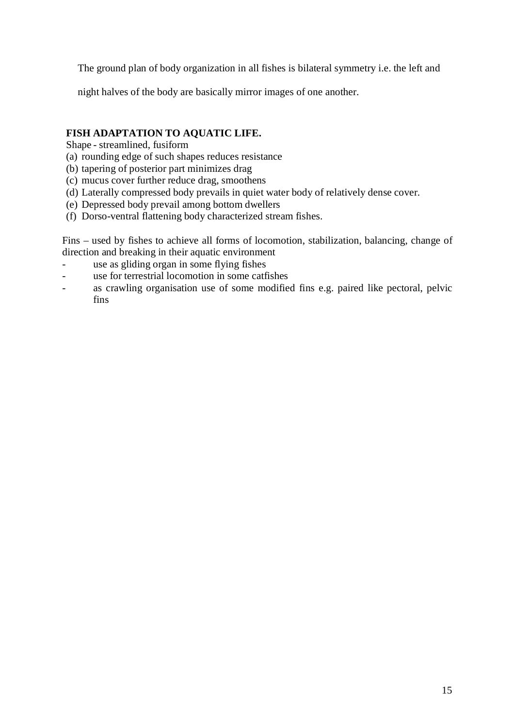The ground plan of body organization in all fishes is bilateral symmetry i.e. the left and night halves of the body are basically mirror images of one another.

**FISH ADAPTATION TO AQUATIC LIFE.**

Shape - streamlined, fusiform

(a) rounding edge of such shapes reduces resistance
(b) tapering of posterior part minimizes drag
(c) mucus cover further reduce drag, smoothens
(d) Laterally compressed body prevails in quiet water body of relatively dense cover.
(e) Depressed body prevail among bottom dwellers
(f) Dorso-ventral flattening body characterized stream fishes.

Fins – used by fishes to achieve all forms of locomotion, stabilization, balancing, change of direction and breaking in their aquatic environment

- use as gliding organ in some flying fishes
- use for terrestrial locomotion in some catfishes
- as crawling organisation use of some modified fins e.g. paired like pectoral, pelvic fins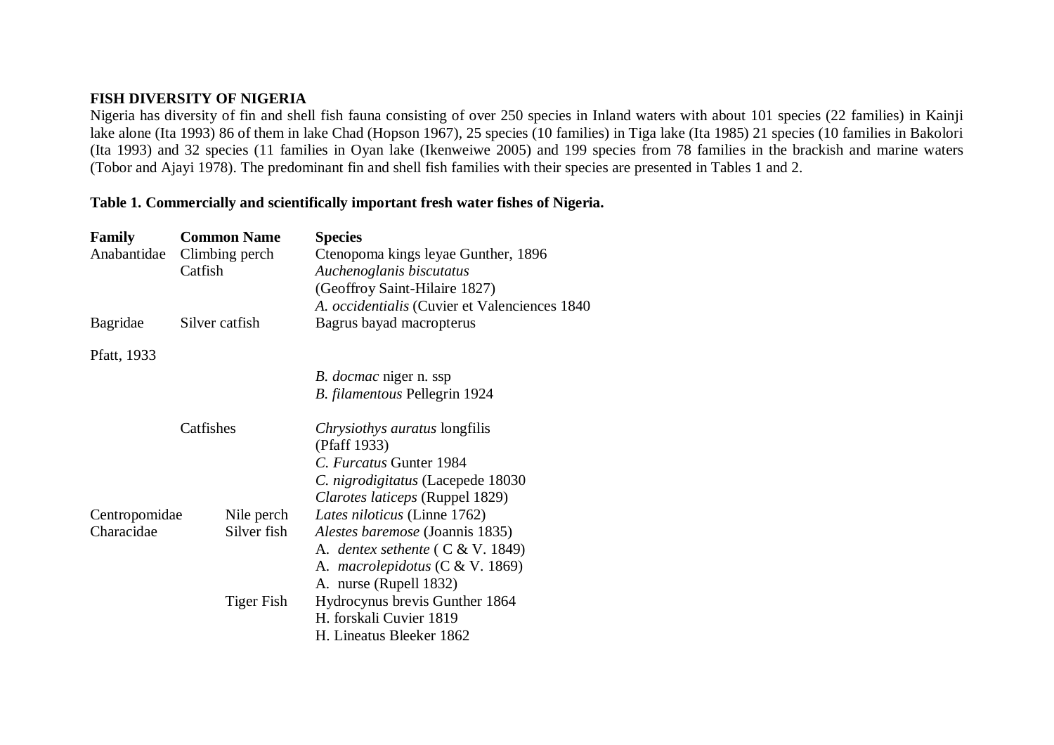**FISH DIVERSITY OF NIGERIA**

Nigeria has diversity of fin and shell fish fauna consisting of over 250 species in Inland waters with about 101 species (22 families) in Kainji lake alone (Ita 1993) 86 of them in lake Chad (Hopson 1967), 25 species (10 families) in Tiga lake (Ita 1985) 21 species (10 families in Bakolori (Ita 1993) and 32 species (11 families in Oyan lake (Ikenweiwe 2005) and 199 species from 78 families in the brackish and marine waters (Tobor and Ajayi 1978). The predominant fin and shell fish families with their species are presented in Tables 1 and 2.

**Table 1. Commercially and scientifically important fresh water fishes of Nigeria.**

| Family | Common Name | Species |
|---|---|---|
| Anabantidae | Climbing perch | Ctenopoma kings leyae Gunther, 1896 |
| | Catfish | *Auchenoglanis biscutatus* (Geoffroy Saint-Hilaire 1827) |
| | | *A. occidentialis* (Cuvier et Valenciences 1840 |
| Bagridae | Silver catfish | Bagrus bayad macropterus |
| Pfatt, 1933 | | |
| | | *B. docmac* niger n. ssp |
| | | *B. filamentous* Pellegrin 1924 |
| | Catfishes | *Chrysiothys auratus* longfilis (Pfaff 1933) |
| | | *C. Furcatus* Gunter 1984 |
| | | *C. nigrodigitatus* (Lacepede 18030 |
| | | *Clarotes laticeps* (Ruppel 1829) |
| Centropomidae | Nile perch | *Lates niloticus* (Linne 1762) |
| Characidae | Silver fish | *Alestes baremose* (Joannis 1835) |
| | | A. *dentex sethente* ( C & V. 1849) |
| | | A. *macrolepidotus* (C & V. 1869) |
| | | A. nurse (Rupell 1832) |
| | Tiger Fish | Hydrocynus brevis Gunther 1864 |
| | | H. forskali Cuvier 1819 |
| | | H. Lineatus Bleeker 1862 |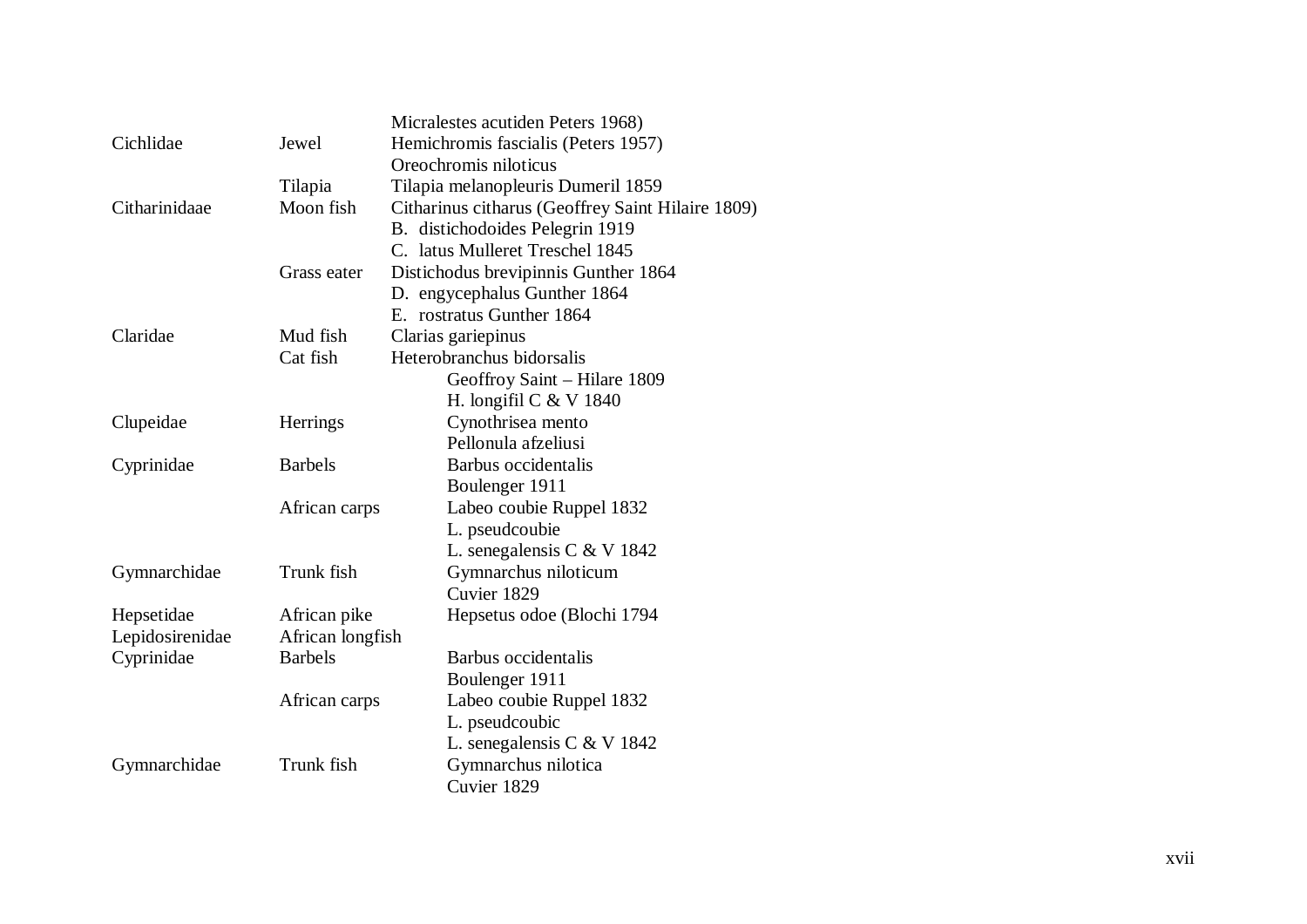| | | |
|---|---|---|
| | | Micralestes acutiden Peters 1968) |
| Cichlidae | Jewel | Hemichromis fascialis (Peters 1957) |
| | | Oreochromis niloticus |
| | Tilapia | Tilapia melanopleuris Dumeril 1859 |
| Citharinidaae | Moon fish | Citharinus citharus (Geoffrey Saint Hilaire 1809) |
| | | B. distichodoides Pelegrin 1919 |
| | | C. latus Mulleret Treschel 1845 |
| | Grass eater | Distichodus brevipinnis Gunther 1864 |
| | | D. engycephalus Gunther 1864 |
| | | E. rostratus Gunther 1864 |
| Claridae | Mud fish | Clarias gariepinus |
| | Cat fish | Heterobranchus bidorsalis |
| | | Geoffroy Saint – Hilare 1809 |
| | | H. longifil C & V 1840 |
| Clupeidae | Herrings | Cynothrisea mento |
| | | Pellonula afzeliusi |
| Cyprinidae | Barbels | Barbus occidentalis |
| | | Boulenger 1911 |
| | African carps | Labeo coubie Ruppel 1832 |
| | | L. pseudcoubie |
| | | L. senegalensis C & V 1842 |
| Gymnarchidae | Trunk fish | Gymnarchus niloticum |
| | | Cuvier 1829 |
| Hepsetidae | African pike | Hepsetus odoe (Blochi 1794 |
| Lepidosirenidae | African longfish | |
| Cyprinidae | Barbels | Barbus occidentalis |
| | | Boulenger 1911 |
| | African carps | Labeo coubie Ruppel 1832 |
| | | L. pseudcoubic |
| | | L. senegalensis C & V 1842 |
| Gymnarchidae | Trunk fish | Gymnarchus nilotica |
| | | Cuvier 1829 |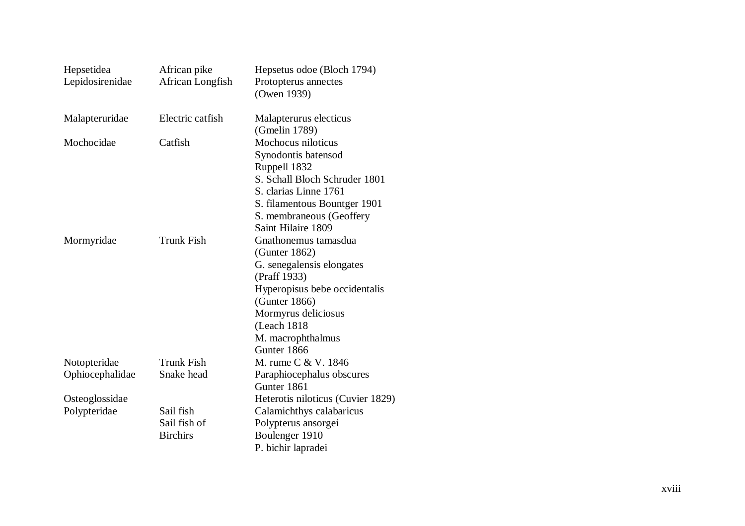| | | |
|---|---|---|
| Hepsetidea | African pike | Hepsetus odoe (Bloch 1794) |
| Lepidosirenidae | African Longfish | Protopterus annectes (Owen 1939) |
| Malapteruridae | Electric catfish | Malapterurus electicus (Gmelin 1789) |
| Mochocidae | Catfish | Mochocus niloticus<br>Synodontis batensod Ruppell 1832<br>S. Schall Bloch Schruder 1801<br>S. clarias Linne 1761<br>S. filamentous Bountger 1901<br>S. membraneous (Geoffery Saint Hilaire 1809 |
| Mormyridae | Trunk Fish | Gnathonemus tamasdua (Gunter 1862)<br>G. senegalensis elongates (Praff 1933)<br>Hyperopisus bebe occidentalis (Gunter 1866)<br>Mormyrus deliciosus (Leach 1818<br>M. macrophthalmus Gunter 1866 |
| Notopteridae | Trunk Fish | M. rume C & V. 1846 |
| Ophiocephalidae | Snake head | Paraphiocephalus obscures Gunter 1861 |
| Osteoglossidae | | Heterotis niloticus (Cuvier 1829) |
| Polypteridae | Sail fish<br>Sail fish of Birchirs | Calamichthys calabaricus<br>Polypterus ansorgei Boulenger 1910<br>P. bichir lapradei |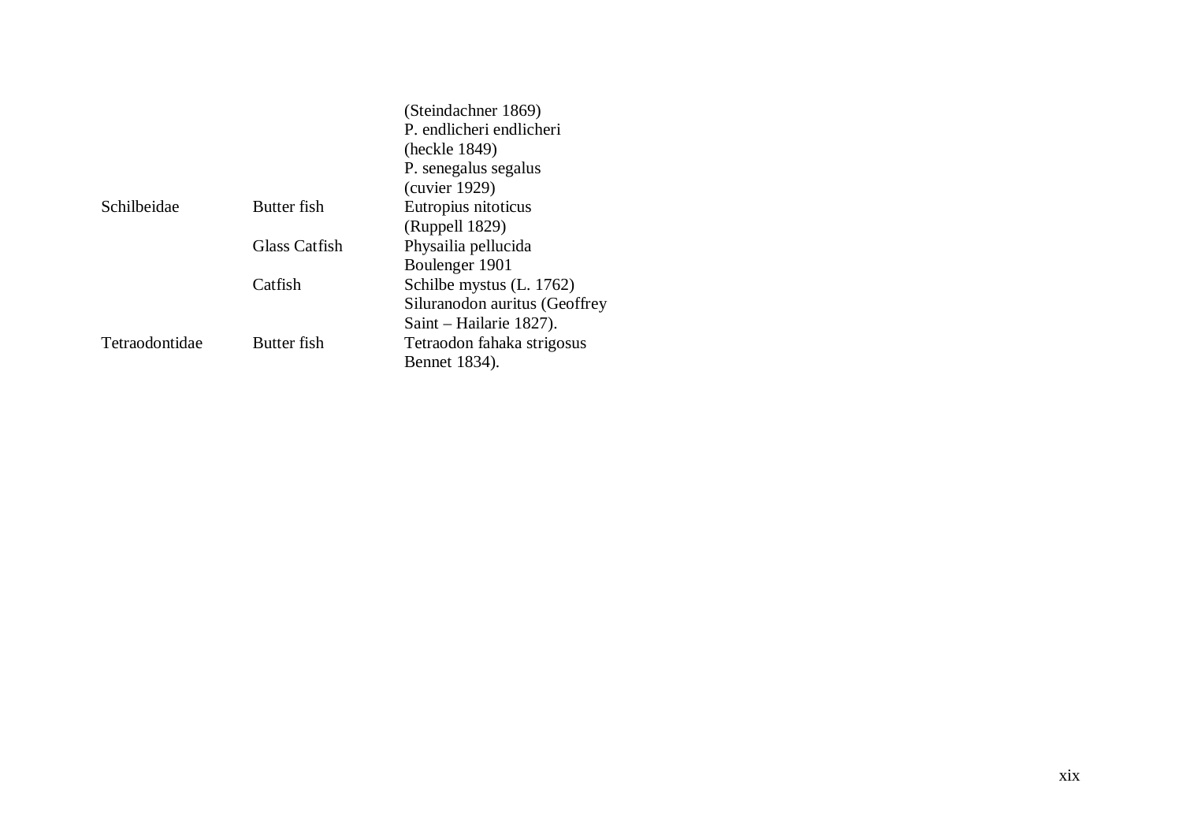| | | |
|---|---|---|
| | | (Steindachner 1869) |
| | | P. endlicheri endlicheri (heckle 1849) |
| | | P. senegalus segalus (cuvier 1929) |
| Schilbeidae | Butter fish | Eutropius nitoticus (Ruppell 1829) |
| | Glass Catfish | Physailia pellucida Boulenger 1901 |
| | Catfish | Schilbe mystus (L. 1762) |
| | | Siluranodon auritus (Geoffrey Saint – Hailarie 1827). |
| Tetraodontidae | Butter fish | Tetraodon fahaka strigosus Bennet 1834). |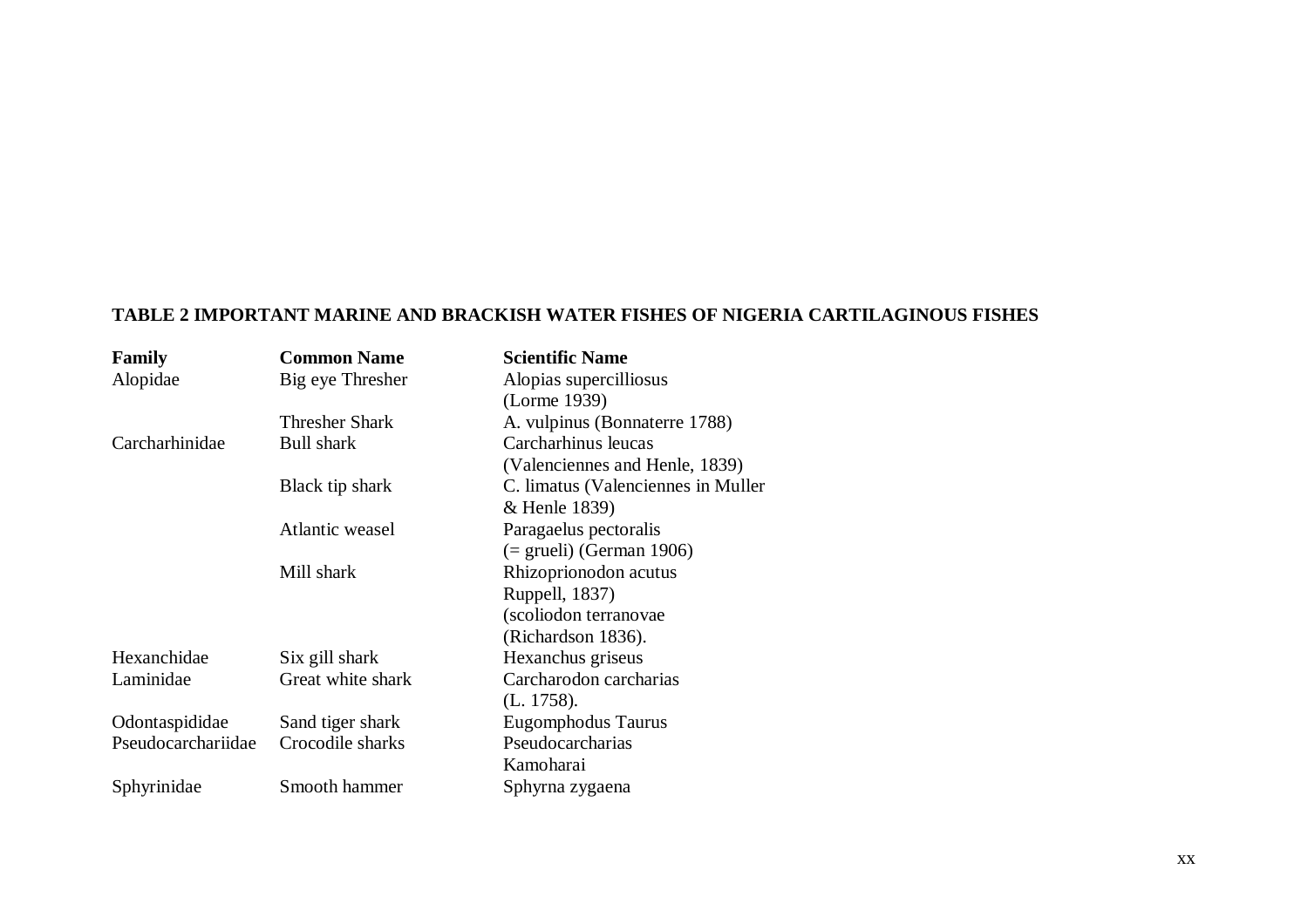**TABLE 2 IMPORTANT MARINE AND BRACKISH WATER FISHES OF NIGERIA CARTILAGINOUS FISHES**

| Family | Common Name | Scientific Name |
|---|---|---|
| Alopidae | Big eye Thresher | Alopias supercilliosus (Lorme 1939) |
| | Thresher Shark | A. vulpinus (Bonnaterre 1788) |
| Carcharhinidae | Bull shark | Carcharhinus leucas (Valenciennes and Henle, 1839) |
| | Black tip shark | C. limatus (Valenciennes in Muller & Henle 1839) |
| | Atlantic weasel | Paragaelus pectoralis (= grueli) (German 1906) |
| | Mill shark | Rhizoprionodon acutus Ruppell, 1837) (scoliodon terranovae (Richardson 1836). |
| Hexanchidae | Six gill shark | Hexanchus griseus |
| Laminidae | Great white shark | Carcharodon carcharias (L. 1758). |
| Odontaspididae | Sand tiger shark | Eugomphodus Taurus |
| Pseudocarchariidae | Crocodile sharks | Pseudocarcharias Kamoharai |
| Sphyrinidae | Smooth hammer | Sphyrna zygaena |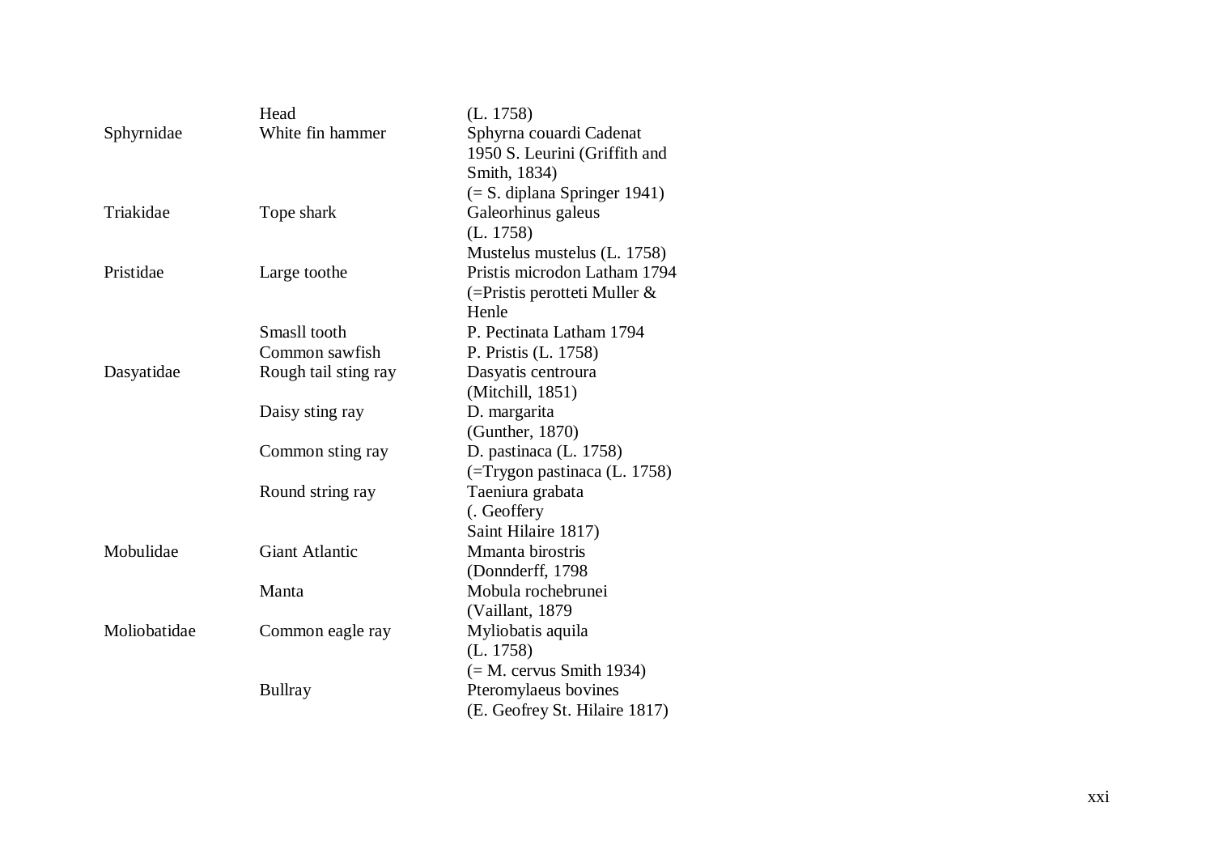| | | |
|---|---|---|
| | Head | (L. 1758) |
| Sphyrnidae | White fin hammer | Sphyrna couardi Cadenat 1950 S. Leurini (Griffith and Smith, 1834) (= S. diplana Springer 1941) |
| Triakidae | Tope shark | Galeorhinus galeus (L. 1758) Mustelus mustelus (L. 1758) |
| Pristidae | Large toothe | Pristis microdon Latham 1794 (=Pristis perotteti Muller & Henle |
| | Smasll tooth | P. Pectinata Latham 1794 |
| | Common sawfish | P. Pristis (L. 1758) |
| Dasyatidae | Rough tail sting ray | Dasyatis centroura (Mitchill, 1851) |
| | Daisy sting ray | D. margarita (Gunther, 1870) |
| | Common sting ray | D. pastinaca (L. 1758) (=Trygon pastinaca (L. 1758) |
| | Round string ray | Taeniura grabata (. Geoffery Saint Hilaire 1817) |
| Mobulidae | Giant Atlantic | Mmanta birostris (Donnderff, 1798 |
| | Manta | Mobula rochebrunei (Vaillant, 1879 |
| Moliobatidae | Common eagle ray | Myliobatis aquila (L. 1758) (= M. cervus Smith 1934) |
| | Bullray | Pteromylaeus bovines (E. Geofrey St. Hilaire 1817) |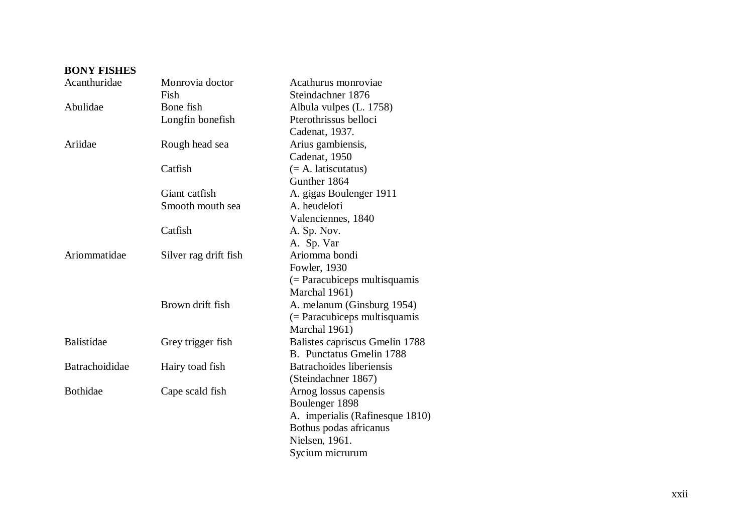**BONY FISHES**

| | | |
|---|---|---|
| Acanthuridae | Monrovia doctor Fish | Acathurus monroviae Steindachner 1876 |
| Abulidae | Bone fish | Albula vulpes (L. 1758) |
| | Longfin bonefish | Pterothrissus belloci Cadenat, 1937. |
| Ariidae | Rough head sea | Arius gambiensis, Cadenat, 1950 |
| | Catfish | (= A. latiscutatus) Gunther 1864 |
| | Giant catfish | A. gigas Boulenger 1911 |
| | Smooth mouth sea | A. heudeloti Valenciennes, 1840 |
| | Catfish | A. Sp. Nov. |
| | | A. Sp. Var |
| Ariommatidae | Silver rag drift fish | Ariomma bondi Fowler, 1930 (= Paracubiceps multisquamis Marchal 1961) |
| | Brown drift fish | A. melanum (Ginsburg 1954) (= Paracubiceps multisquamis Marchal 1961) |
| Balistidae | Grey trigger fish | Balistes capriscus Gmelin 1788 |
| | | B. Punctatus Gmelin 1788 |
| Batrachoididae | Hairy toad fish | Batrachoides liberiensis (Steindachner 1867) |
| Bothidae | Cape scald fish | Arnog lossus capensis Boulenger 1898 |
| | | A. imperialis (Rafinesque 1810) |
| | | Bothus podas africanus Nielsen, 1961. |
| | | Sycium micrurum |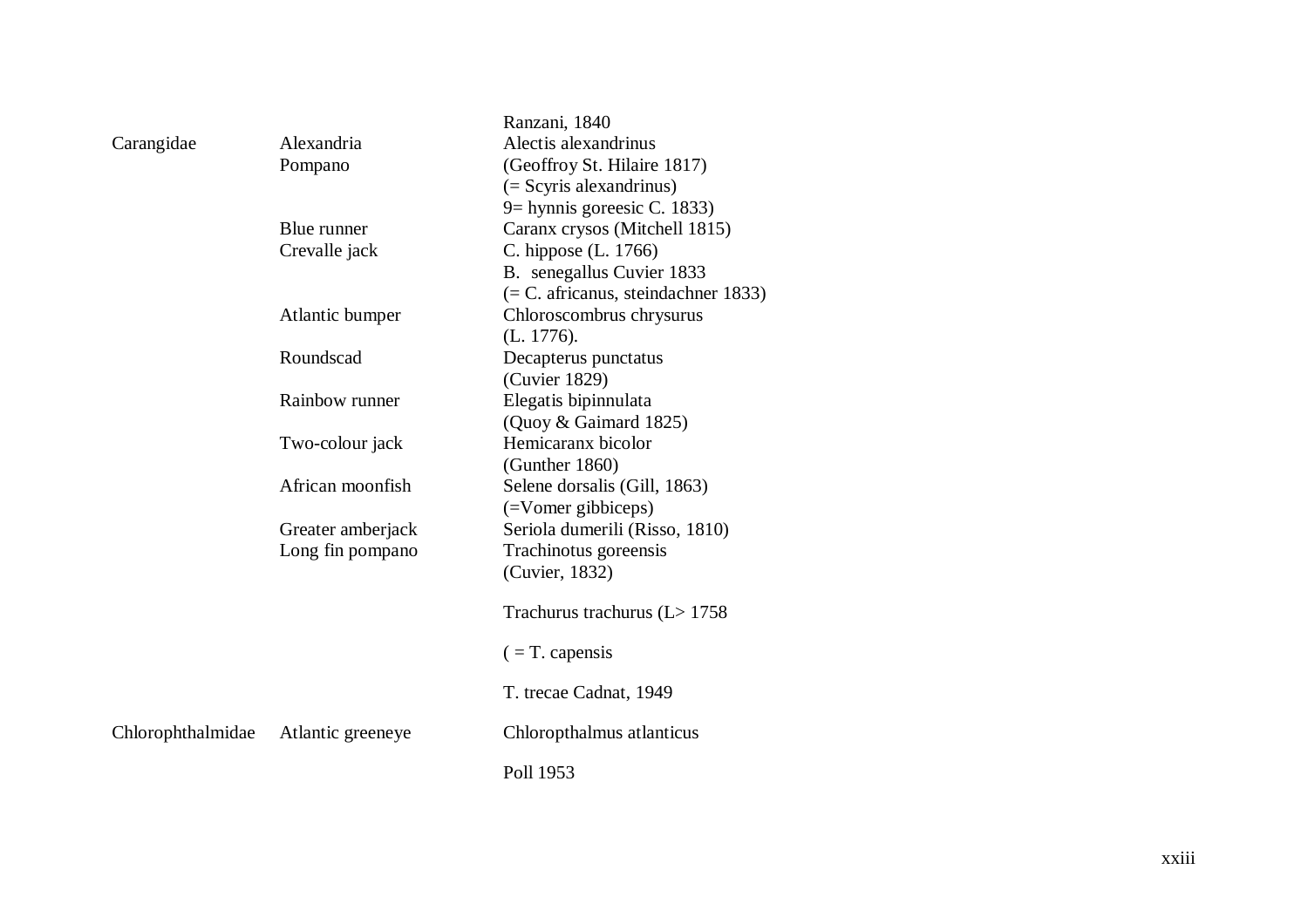| | | |
|---|---|---|
| | | Ranzani, 1840 |
| Carangidae | Alexandria Pompano | Alectis alexandrinus (Geoffroy St. Hilaire 1817) (= Scyris alexandrinus) 9= hynnis goreesic C. 1833) |
| | Blue runner | Caranx crysos (Mitchell 1815) |
| | Crevalle jack | C. hippose (L. 1766) B. senegallus Cuvier 1833 (= C. africanus, steindachner 1833) |
| | Atlantic bumper | Chloroscombrus chrysurus (L. 1776). |
| | Roundscad | Decapterus punctatus (Cuvier 1829) |
| | Rainbow runner | Elegatis bipinnulata (Quoy & Gaimard 1825) |
| | Two-colour jack | Hemicaranx bicolor (Gunther 1860) |
| | African moonfish | Selene dorsalis (Gill, 1863) (=Vomer gibbiceps) |
| | Greater amberjack | Seriola dumerili (Risso, 1810) |
| | Long fin pompano | Trachinotus goreensis (Cuvier, 1832) |
| | | Trachurus trachurus (L> 1758 |
| | | ( = T. capensis |
| | | T. trecae Cadnat, 1949 |
| Chlorophthalmidae | Atlantic greeneye | Chloropthalmus atlanticus |
| | | Poll 1953 |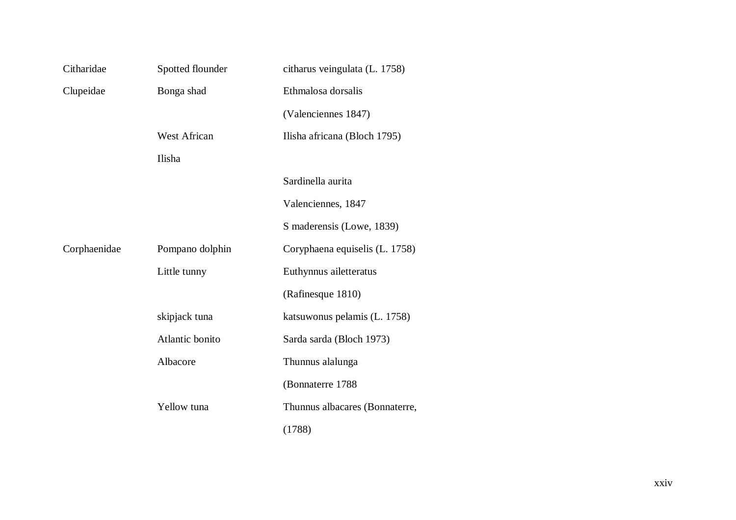| | | |
|---|---|---|
| Citharidae | Spotted flounder | citharus veingulata (L. 1758) |
| Clupeidae | Bonga shad | Ethmalosa dorsalis (Valenciennes 1847) |
| | West African Ilisha | Ilisha africana (Bloch 1795) |
| | | Sardinella aurita Valenciennes, 1847 |
| | | S maderensis (Lowe, 1839) |
| Corphaenidae | Pompano dolphin | Coryphaena equiselis (L. 1758) |
| | Little tunny | Euthynnus ailetteratus (Rafinesque 1810) |
| | skipjack tuna | katsuwonus pelamis (L. 1758) |
| | Atlantic bonito | Sarda sarda (Bloch 1973) |
| | Albacore | Thunnus alalunga (Bonnaterre 1788 |
| | Yellow tuna | Thunnus albacares (Bonnaterre, (1788) |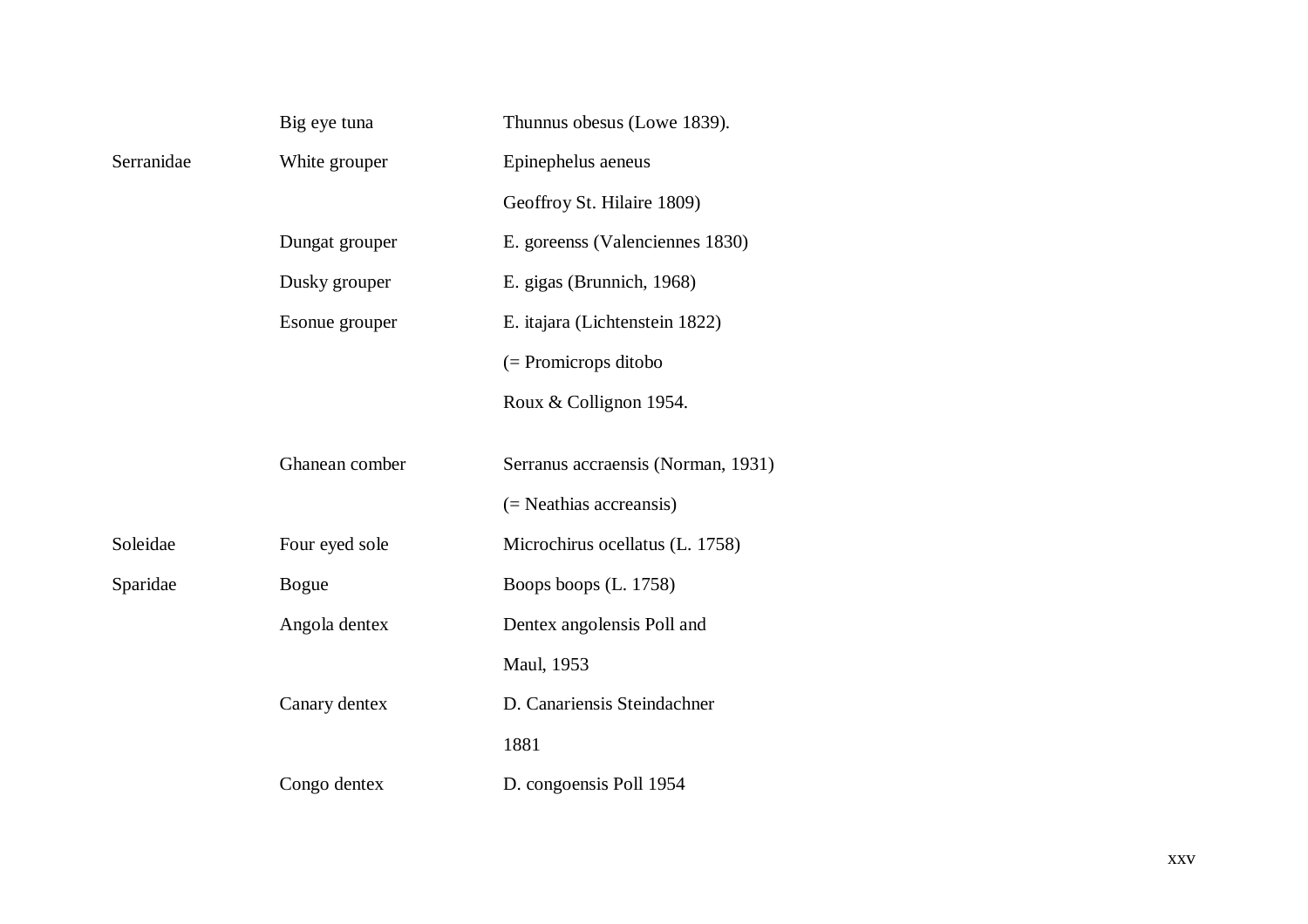| | | |
|---|---|---|
| | Big eye tuna | Thunnus obesus (Lowe 1839). |
| Serranidae | White grouper | Epinephelus aeneus Geoffroy St. Hilaire 1809) |
| | Dungat grouper | E. goreenss (Valenciennes 1830) |
| | Dusky grouper | E. gigas (Brunnich, 1968) |
| | Esonue grouper | E. itajara (Lichtenstein 1822) (= Promicrops ditobo Roux & Collignon 1954. |
| | Ghanean comber | Serranus accraensis (Norman, 1931) (= Neathias accreansis) |
| Soleidae | Four eyed sole | Microchirus ocellatus (L. 1758) |
| Sparidae | Bogue | Boops boops (L. 1758) |
| | Angola dentex | Dentex angolensis Poll and Maul, 1953 |
| | Canary dentex | D. Canariensis Steindachner 1881 |
| | Congo dentex | D. congoensis Poll 1954 |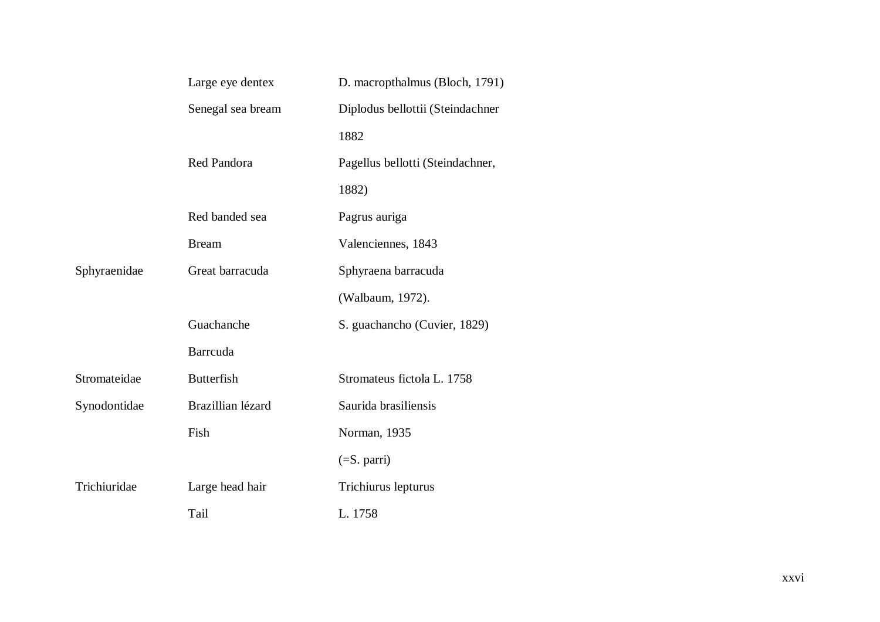| | | |
|---|---|---|
| | Large eye dentex | D. macropthalmus (Bloch, 1791) |
| | Senegal sea bream | Diplodus bellottii (Steindachner 1882 |
| | Red Pandora | Pagellus bellotti (Steindachner, 1882) |
| | Red banded sea Bream | Pagrus auriga Valenciennes, 1843 |
| Sphyraenidae | Great barracuda | Sphyraena barracuda (Walbaum, 1972). |
| | Guachanche Barrcuda | S. guachancho (Cuvier, 1829) |
| Stromateidae | Butterfish | Stromateus fictola L. 1758 |
| Synodontidae | Brazillian lézard Fish | Saurida brasiliensis Norman, 1935 (=S. parri) |
| Trichiuridae | Large head hair Tail | Trichiurus lepturus L. 1758 |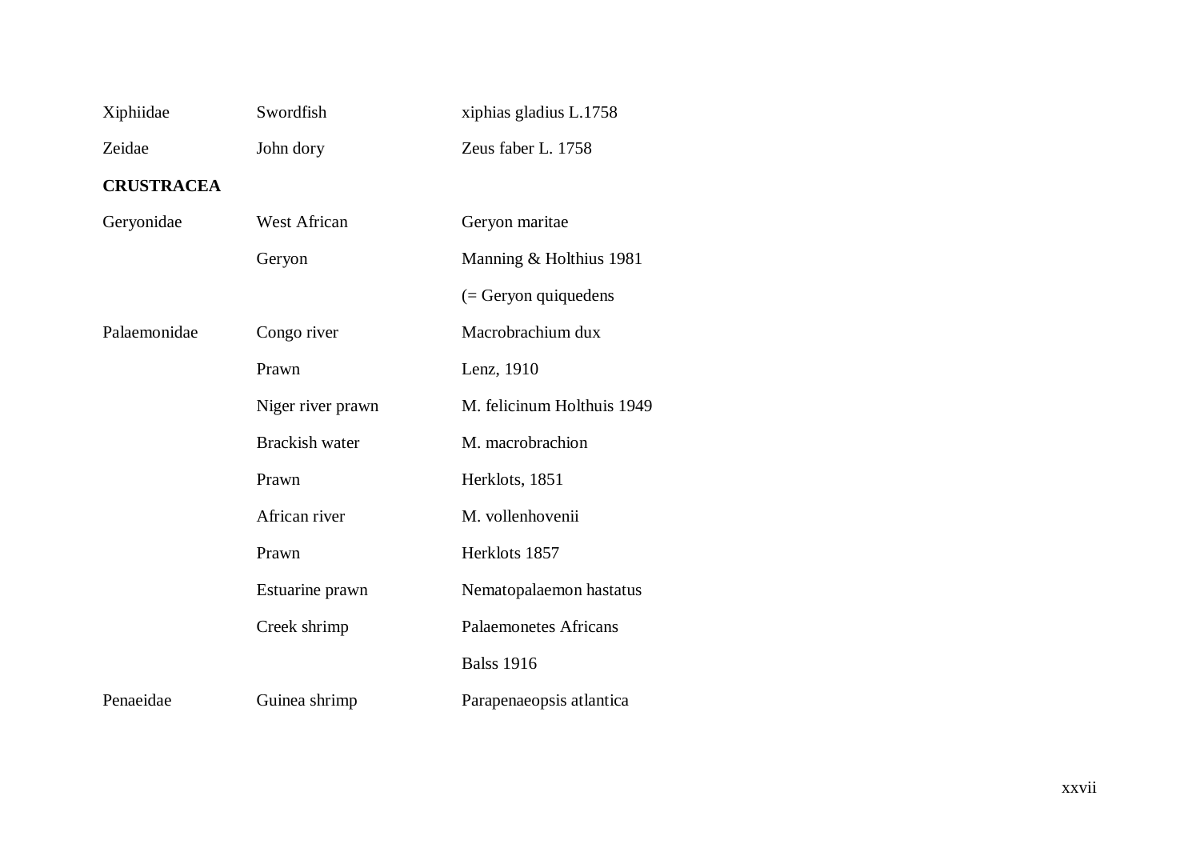| | | |
|---|---|---|
| Xiphiidae | Swordfish | xiphias gladius L.1758 |
| Zeidae | John dory | Zeus faber L. 1758 |
| **CRUSTRACEA** | | |
| Geryonidae | West African | Geryon maritae |
| | Geryon | Manning & Holthius 1981 |
| | | (= Geryon quiquedens |
| Palaemonidae | Congo river | Macrobrachium dux |
| | Prawn | Lenz, 1910 |
| | Niger river prawn | M. felicinum Holthuis 1949 |
| | Brackish water | M. macrobrachion |
| | Prawn | Herklots, 1851 |
| | African river | M. vollenhovenii |
| | Prawn | Herklots 1857 |
| | Estuarine prawn | Nematopalaemon hastatus |
| | Creek shrimp | Palaemonetes Africans |
| | | Balss 1916 |
| Penaeidae | Guinea shrimp | Parapenaeopsis atlantica |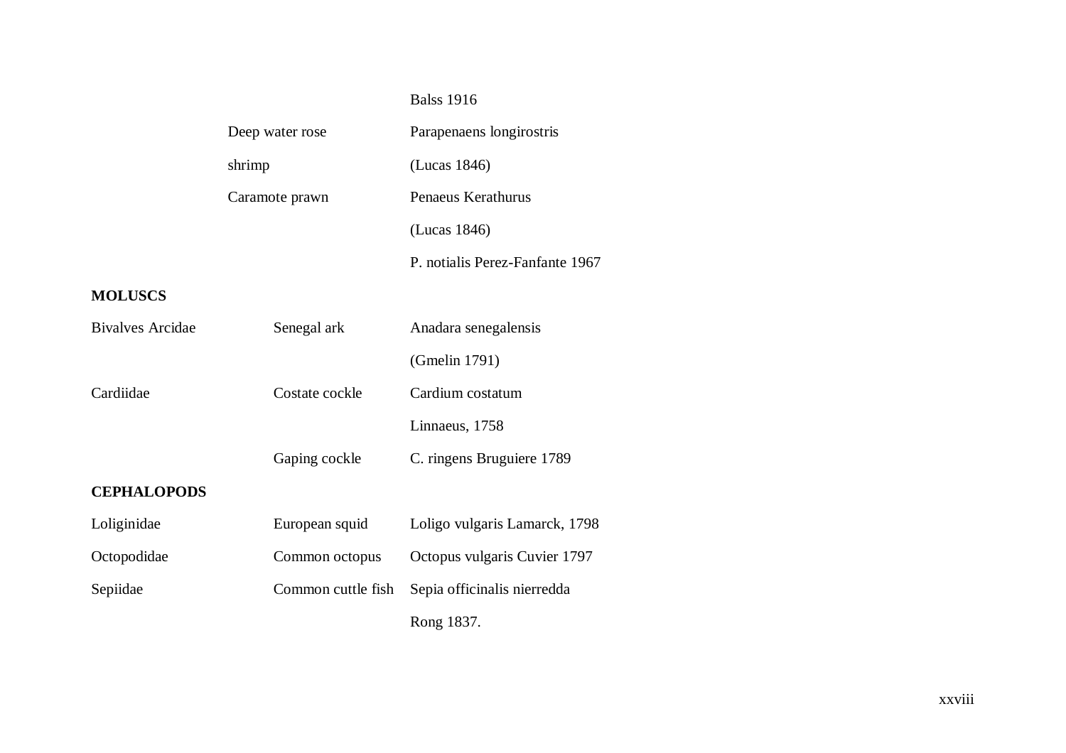| | | |
|---|---|---|
| | | Balss 1916 |
| | Deep water rose shrimp | Parapenaens longirostris (Lucas 1846) |
| | Caramote prawn | Penaeus Kerathurus (Lucas 1846) |
| | | P. notialis Perez-Fanfante 1967 |
| **MOLUSCS** | | |
| Bivalves Arcidae | Senegal ark | Anadara senegalensis (Gmelin 1791) |
| Cardiidae | Costate cockle | Cardium costatum Linnaeus, 1758 |
| | Gaping cockle | C. ringens Bruguiere 1789 |
| **CEPHALOPODS** | | |
| Loliginidae | European squid | Loligo vulgaris Lamarck, 1798 |
| Octopodidae | Common octopus | Octopus vulgaris Cuvier 1797 |
| Sepiidae | Common cuttle fish | Sepia officinalis nierredda Rong 1837. |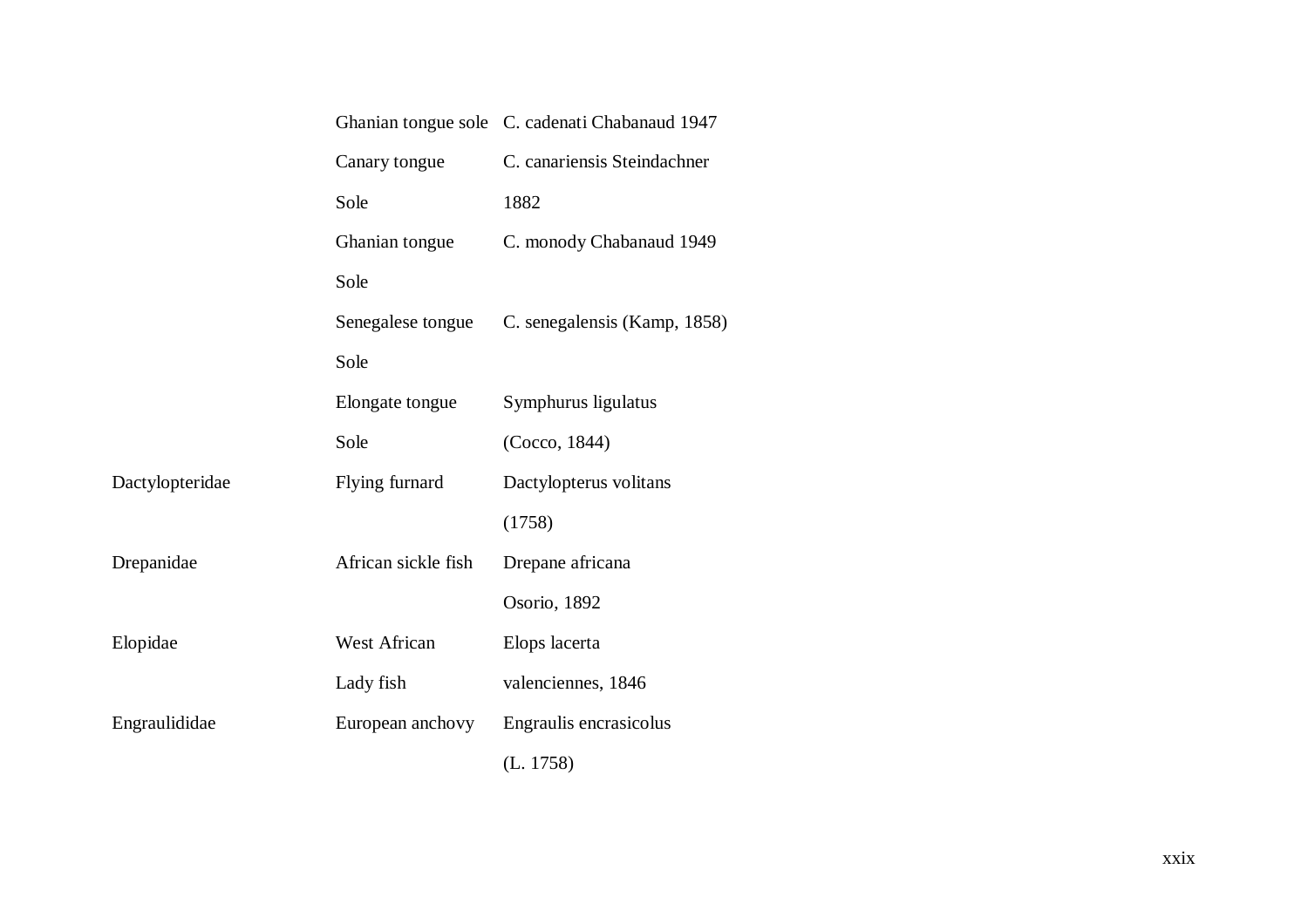| | | |
|---|---|---|
| | Ghanian tongue sole | C. cadenati Chabanaud 1947 |
| | Canary tongue Sole | C. canariensis Steindachner 1882 |
| | Ghanian tongue Sole | C. monody Chabanaud 1949 |
| | Senegalese tongue Sole | C. senegalensis (Kamp, 1858) |
| | Elongate tongue Sole | Symphurus ligulatus (Cocco, 1844) |
| Dactylopteridae | Flying furnard | Dactylopterus volitans (1758) |
| Drepanidae | African sickle fish | Drepane africana Osorio, 1892 |
| Elopidae | West African Lady fish | Elops lacerta valenciennes, 1846 |
| Engraulididae | European anchovy | Engraulis encrasicolus (L. 1758) |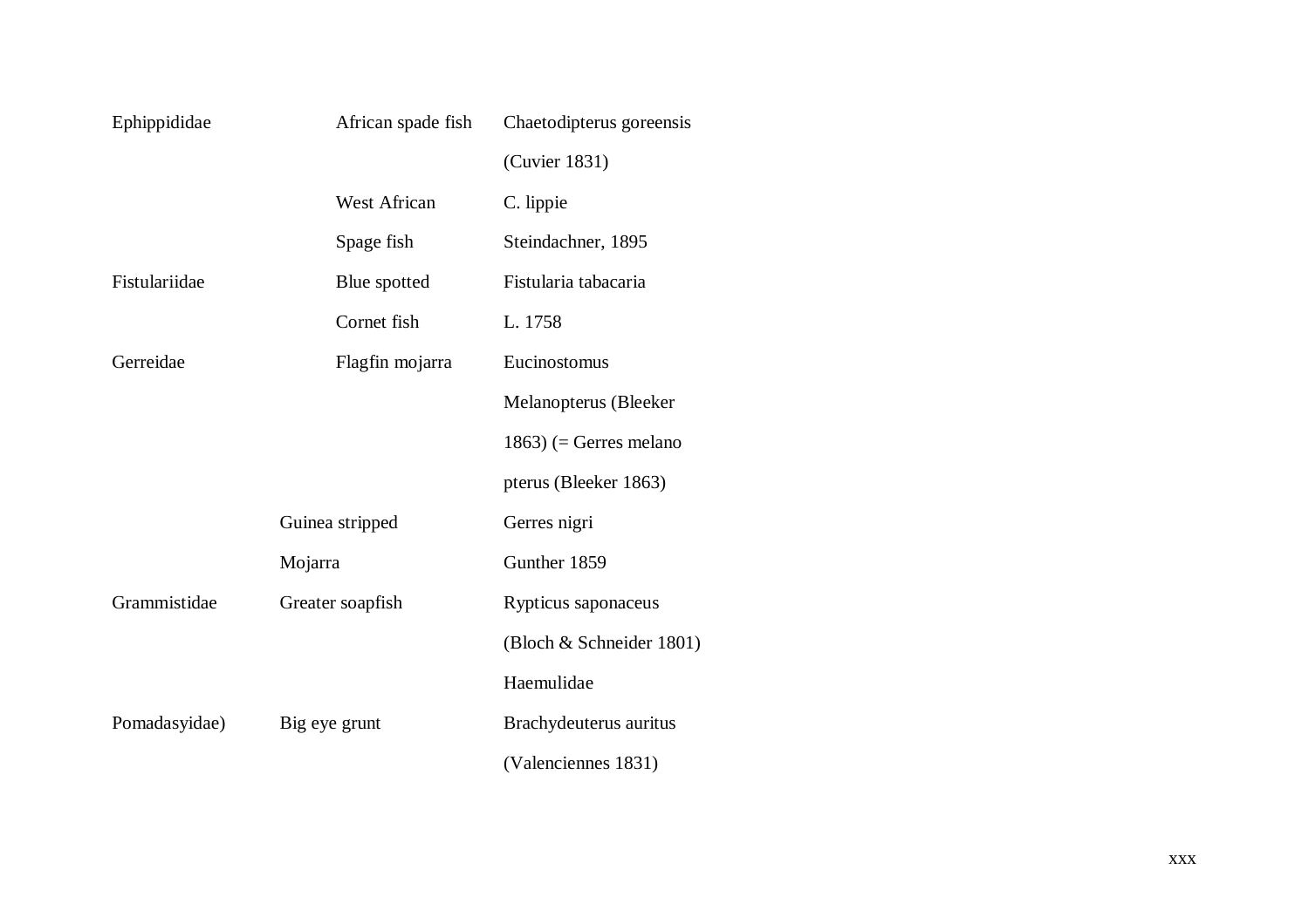| | | |
|---|---|---|
| Ephippididae | African spade fish | Chaetodipterus goreensis (Cuvier 1831) |
| | West African Spage fish | C. lippie Steindachner, 1895 |
| Fistulariidae | Blue spotted Cornet fish | Fistularia tabacaria L. 1758 |
| Gerreidae | Flagfin mojarra | Eucinostomus Melanopterus (Bleeker 1863) (= Gerres melano pterus (Bleeker 1863) |
| | Guinea stripped Mojarra | Gerres nigri Gunther 1859 |
| Grammistidae | Greater soapfish | Rypticus saponaceus (Bloch & Schneider 1801) |
| | | Haemulidae |
| Pomadasyidae) | Big eye grunt | Brachydeuterus auritus (Valenciennes 1831) |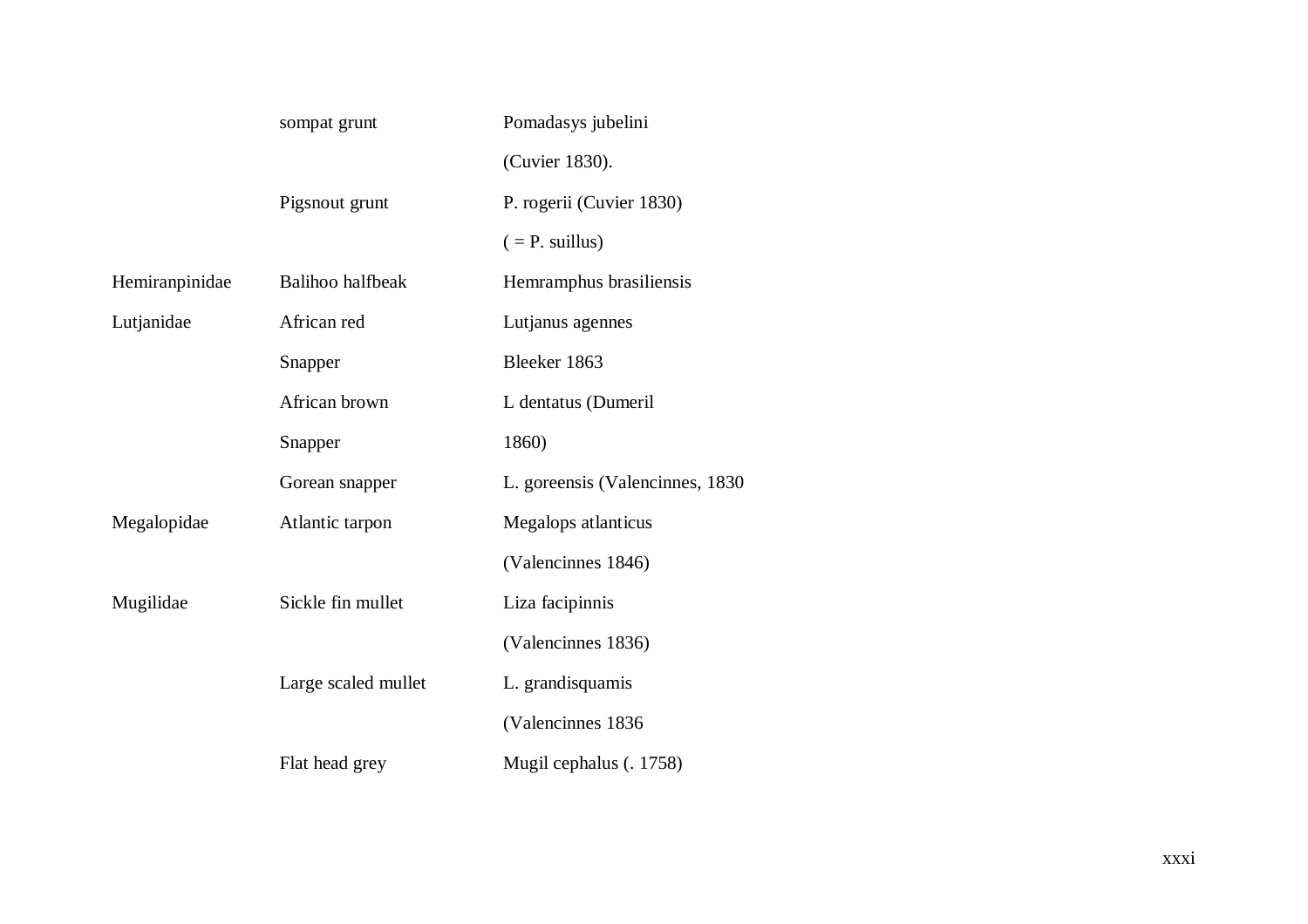| | | |
|---|---|---|
| | sompat grunt | Pomadasys jubelini |
| | | (Cuvier 1830). |
| | Pigsnout grunt | P. rogerii (Cuvier 1830) |
| | | ( = P. suillus) |
| Hemiranpinidae | Balihoo halfbeak | Hemramphus brasiliensis |
| Lutjanidae | African red | Lutjanus agennes |
| | Snapper | Bleeker 1863 |
| | African brown | L dentatus (Dumeril |
| | Snapper | 1860) |
| | Gorean snapper | L. goreensis (Valencinnes, 1830 |
| Megalopidae | Atlantic tarpon | Megalops atlanticus |
| | | (Valencinnes 1846) |
| Mugilidae | Sickle fin mullet | Liza facipinnis |
| | | (Valencinnes 1836) |
| | Large scaled mullet | L. grandisquamis |
| | | (Valencinnes 1836 |
| | Flat head grey | Mugil cephalus (. 1758) |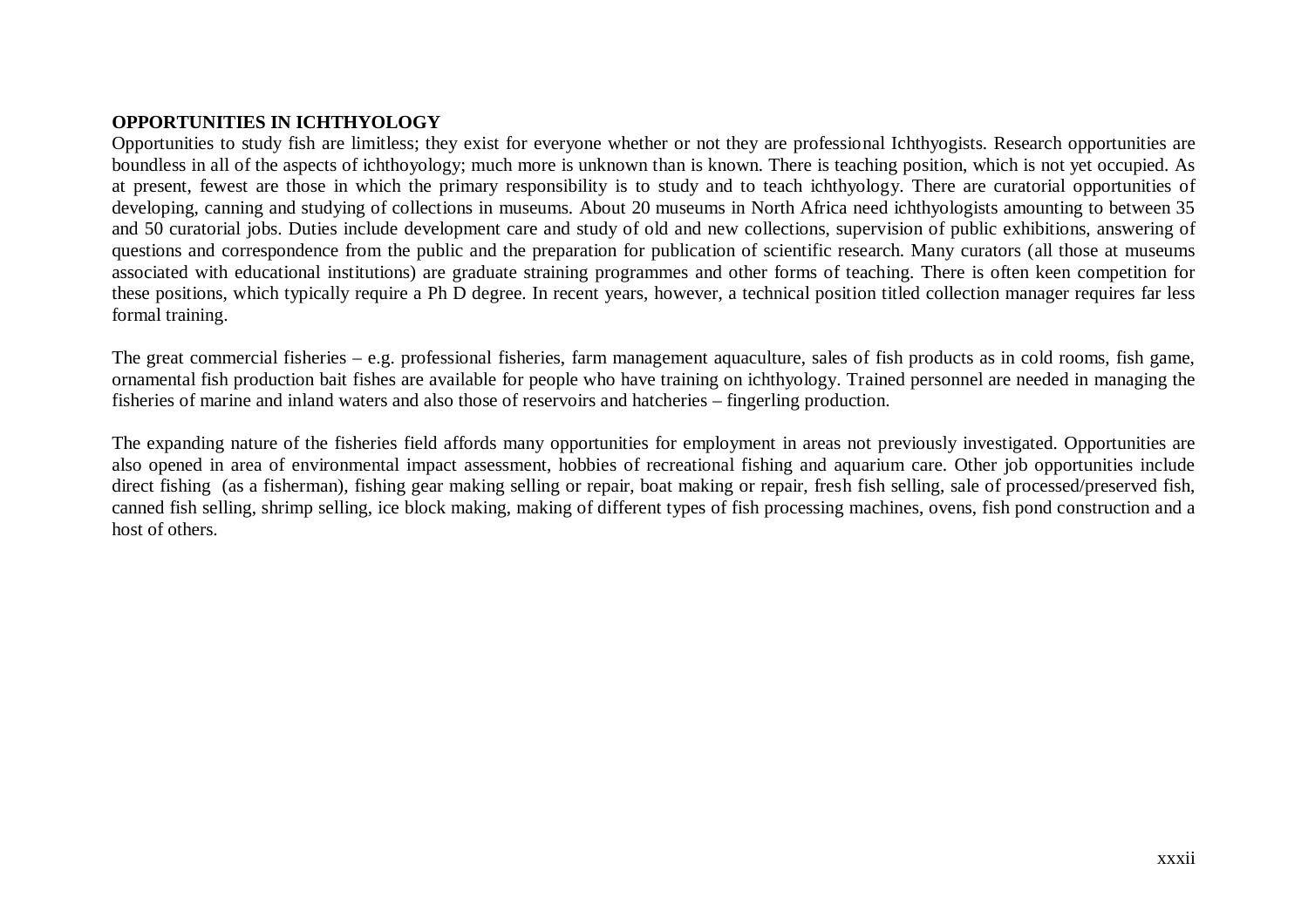**OPPORTUNITIES IN ICHTHYOLOGY**

Opportunities to study fish are limitless; they exist for everyone whether or not they are professional Ichthyogists. Research opportunities are boundless in all of the aspects of ichthoyology; much more is unknown than is known. There is teaching position, which is not yet occupied. As at present, fewest are those in which the primary responsibility is to study and to teach ichthyology. There are curatorial opportunities of developing, canning and studying of collections in museums. About 20 museums in North Africa need ichthyologists amounting to between 35 and 50 curatorial jobs. Duties include development care and study of old and new collections, supervision of public exhibitions, answering of questions and correspondence from the public and the preparation for publication of scientific research. Many curators (all those at museums associated with educational institutions) are graduate straining programmes and other forms of teaching. There is often keen competition for these positions, which typically require a Ph D degree. In recent years, however, a technical position titled collection manager requires far less formal training.

The great commercial fisheries – e.g. professional fisheries, farm management aquaculture, sales of fish products as in cold rooms, fish game, ornamental fish production bait fishes are available for people who have training on ichthyology. Trained personnel are needed in managing the fisheries of marine and inland waters and also those of reservoirs and hatcheries – fingerling production.

The expanding nature of the fisheries field affords many opportunities for employment in areas not previously investigated. Opportunities are also opened in area of environmental impact assessment, hobbies of recreational fishing and aquarium care. Other job opportunities include direct fishing (as a fisherman), fishing gear making selling or repair, boat making or repair, fresh fish selling, sale of processed/preserved fish, canned fish selling, shrimp selling, ice block making, making of different types of fish processing machines, ovens, fish pond construction and a host of others.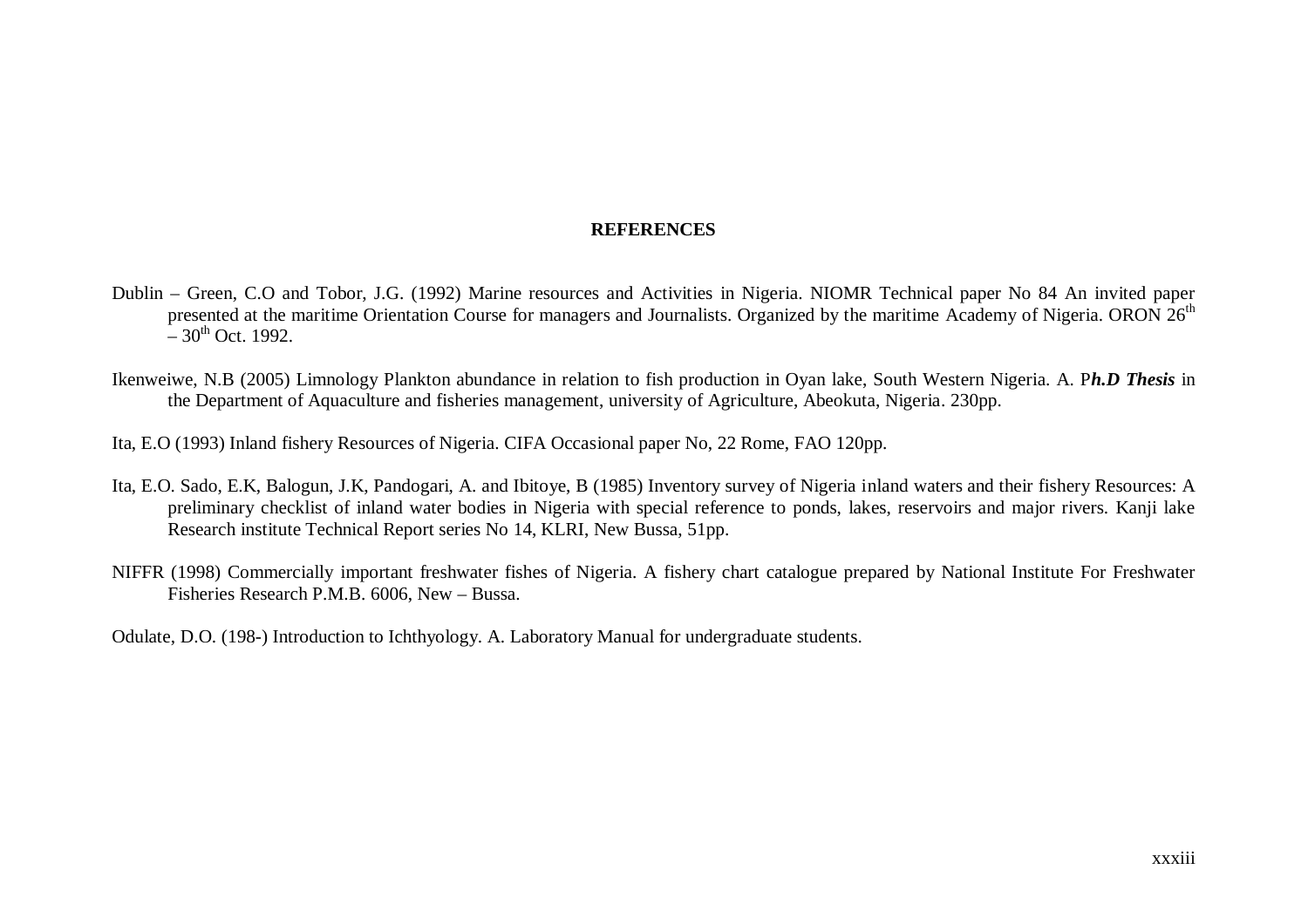## REFERENCES

Dublin – Green, C.O and Tobor, J.G. (1992) Marine resources and Activities in Nigeria. NIOMR Technical paper No 84 An invited paper presented at the maritime Orientation Course for managers and Journalists. Organized by the maritime Academy of Nigeria. ORON 26th – 30th Oct. 1992.

Ikenweiwe, N.B (2005) Limnology Plankton abundance in relation to fish production in Oyan lake, South Western Nigeria. A. P***h.D Thesis*** in the Department of Aquaculture and fisheries management, university of Agriculture, Abeokuta, Nigeria. 230pp.

Ita, E.O (1993) Inland fishery Resources of Nigeria. CIFA Occasional paper No, 22 Rome, FAO 120pp.

Ita, E.O. Sado, E.K, Balogun, J.K, Pandogari, A. and Ibitoye, B (1985) Inventory survey of Nigeria inland waters and their fishery Resources: A preliminary checklist of inland water bodies in Nigeria with special reference to ponds, lakes, reservoirs and major rivers. Kanji lake Research institute Technical Report series No 14, KLRI, New Bussa, 51pp.

NIFFR (1998) Commercially important freshwater fishes of Nigeria. A fishery chart catalogue prepared by National Institute For Freshwater Fisheries Research P.M.B. 6006, New – Bussa.

Odulate, D.O. (198-) Introduction to Ichthyology. A. Laboratory Manual for undergraduate students.